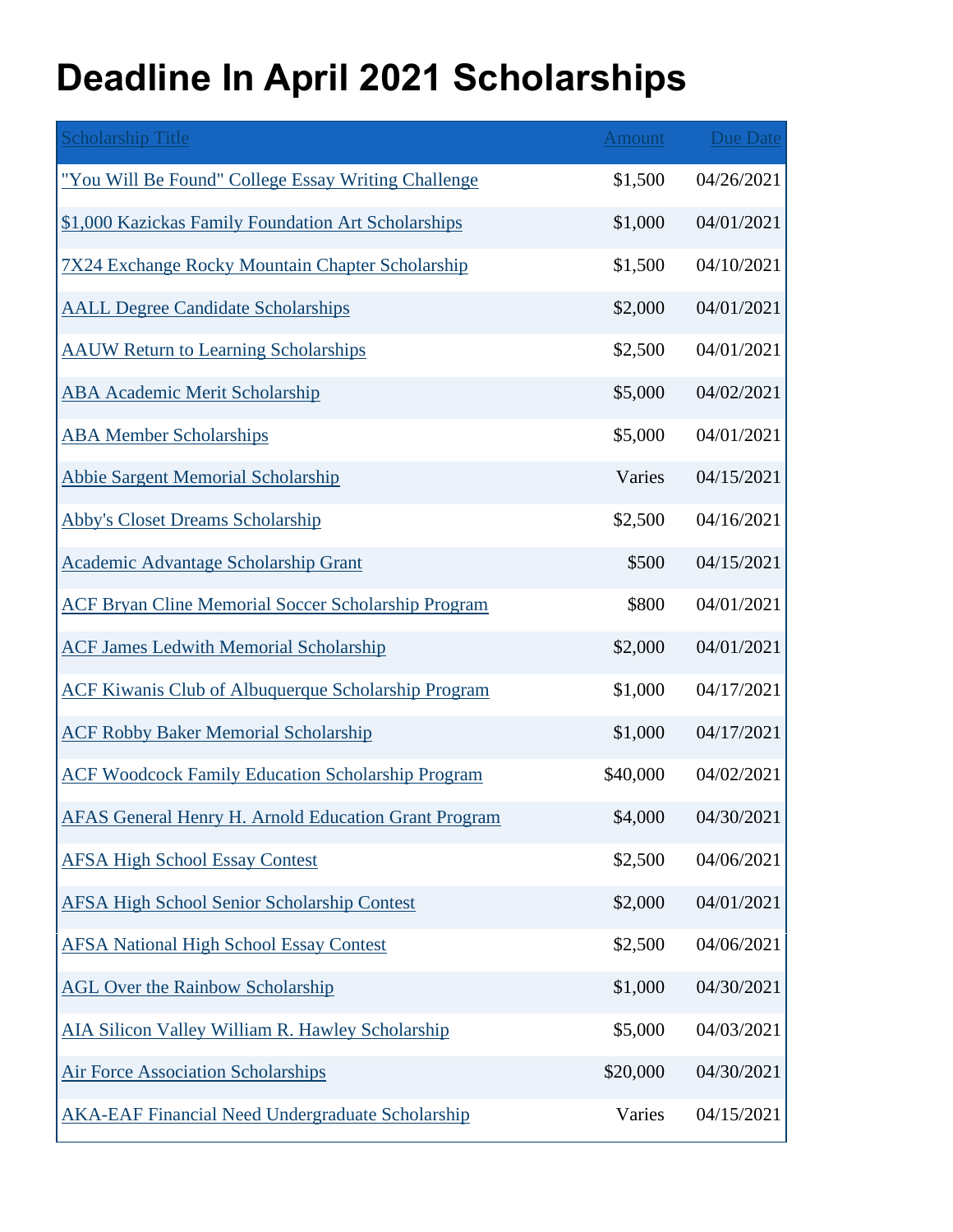# Deadline In April 2021 Scholarships

| Scholarship Title | Amount | Due Date |
|---|---|---|
| "You Will Be Found" College Essay Writing Challenge | $1,500 | 04/26/2021 |
| $1,000 Kazickas Family Foundation Art Scholarships | $1,000 | 04/01/2021 |
| 7X24 Exchange Rocky Mountain Chapter Scholarship | $1,500 | 04/10/2021 |
| AALL Degree Candidate Scholarships | $2,000 | 04/01/2021 |
| AAUW Return to Learning Scholarships | $2,500 | 04/01/2021 |
| ABA Academic Merit Scholarship | $5,000 | 04/02/2021 |
| ABA Member Scholarships | $5,000 | 04/01/2021 |
| Abbie Sargent Memorial Scholarship | Varies | 04/15/2021 |
| Abby's Closet Dreams Scholarship | $2,500 | 04/16/2021 |
| Academic Advantage Scholarship Grant | $500 | 04/15/2021 |
| ACF Bryan Cline Memorial Soccer Scholarship Program | $800 | 04/01/2021 |
| ACF James Ledwith Memorial Scholarship | $2,000 | 04/01/2021 |
| ACF Kiwanis Club of Albuquerque Scholarship Program | $1,000 | 04/17/2021 |
| ACF Robby Baker Memorial Scholarship | $1,000 | 04/17/2021 |
| ACF Woodcock Family Education Scholarship Program | $40,000 | 04/02/2021 |
| AFAS General Henry H. Arnold Education Grant Program | $4,000 | 04/30/2021 |
| AFSA High School Essay Contest | $2,500 | 04/06/2021 |
| AFSA High School Senior Scholarship Contest | $2,000 | 04/01/2021 |
| AFSA National High School Essay Contest | $2,500 | 04/06/2021 |
| AGL Over the Rainbow Scholarship | $1,000 | 04/30/2021 |
| AIA Silicon Valley William R. Hawley Scholarship | $5,000 | 04/03/2021 |
| Air Force Association Scholarships | $20,000 | 04/30/2021 |
| AKA-EAF Financial Need Undergraduate Scholarship | Varies | 04/15/2021 |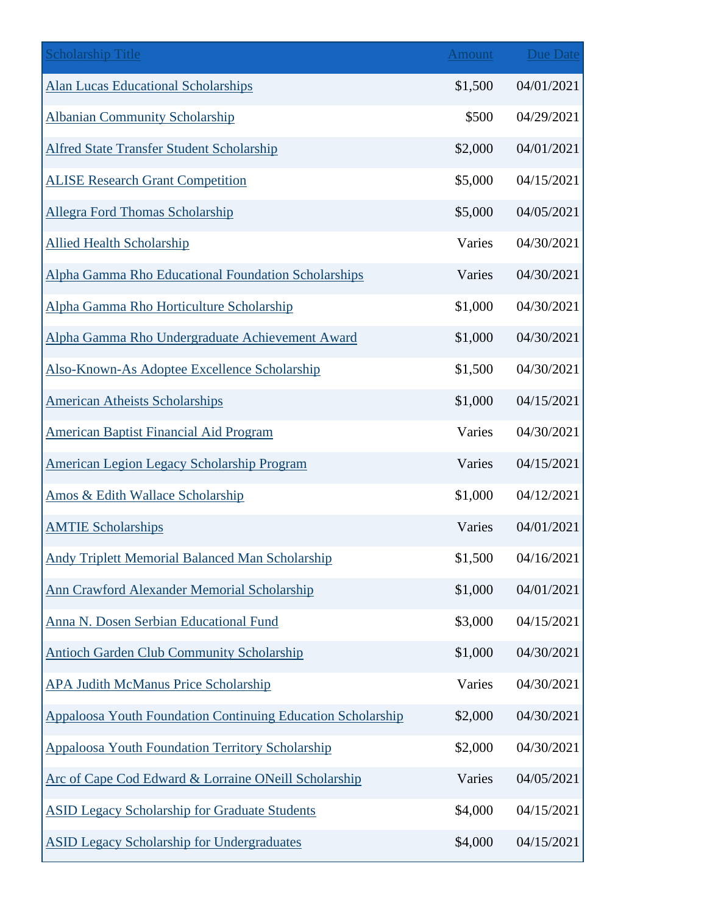| Scholarship Title | Amount | Due Date |
| --- | ---: | ---: |
| Alan Lucas Educational Scholarships | $1,500 | 04/01/2021 |
| Albanian Community Scholarship | $500 | 04/29/2021 |
| Alfred State Transfer Student Scholarship | $2,000 | 04/01/2021 |
| ALISE Research Grant Competition | $5,000 | 04/15/2021 |
| Allegra Ford Thomas Scholarship | $5,000 | 04/05/2021 |
| Allied Health Scholarship | Varies | 04/30/2021 |
| Alpha Gamma Rho Educational Foundation Scholarships | Varies | 04/30/2021 |
| Alpha Gamma Rho Horticulture Scholarship | $1,000 | 04/30/2021 |
| Alpha Gamma Rho Undergraduate Achievement Award | $1,000 | 04/30/2021 |
| Also-Known-As Adoptee Excellence Scholarship | $1,500 | 04/30/2021 |
| American Atheists Scholarships | $1,000 | 04/15/2021 |
| American Baptist Financial Aid Program | Varies | 04/30/2021 |
| American Legion Legacy Scholarship Program | Varies | 04/15/2021 |
| Amos & Edith Wallace Scholarship | $1,000 | 04/12/2021 |
| AMTIE Scholarships | Varies | 04/01/2021 |
| Andy Triplett Memorial Balanced Man Scholarship | $1,500 | 04/16/2021 |
| Ann Crawford Alexander Memorial Scholarship | $1,000 | 04/01/2021 |
| Anna N. Dosen Serbian Educational Fund | $3,000 | 04/15/2021 |
| Antioch Garden Club Community Scholarship | $1,000 | 04/30/2021 |
| APA Judith McManus Price Scholarship | Varies | 04/30/2021 |
| Appaloosa Youth Foundation Continuing Education Scholarship | $2,000 | 04/30/2021 |
| Appaloosa Youth Foundation Territory Scholarship | $2,000 | 04/30/2021 |
| Arc of Cape Cod Edward & Lorraine ONeill Scholarship | Varies | 04/05/2021 |
| ASID Legacy Scholarship for Graduate Students | $4,000 | 04/15/2021 |
| ASID Legacy Scholarship for Undergraduates | $4,000 | 04/15/2021 |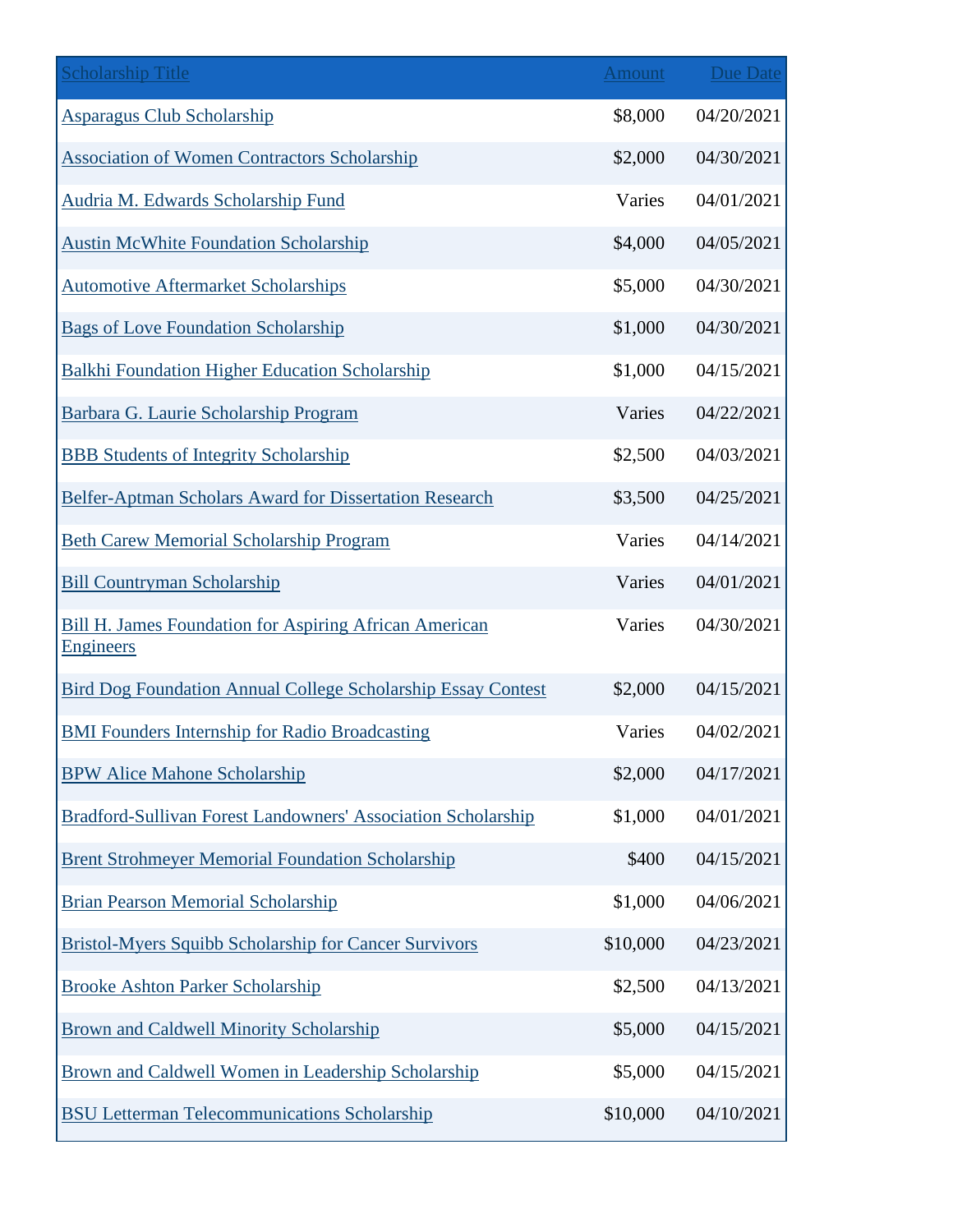| Scholarship Title | Amount | Due Date |
|---|---|---|
| Asparagus Club Scholarship | $8,000 | 04/20/2021 |
| Association of Women Contractors Scholarship | $2,000 | 04/30/2021 |
| Audria M. Edwards Scholarship Fund | Varies | 04/01/2021 |
| Austin McWhite Foundation Scholarship | $4,000 | 04/05/2021 |
| Automotive Aftermarket Scholarships | $5,000 | 04/30/2021 |
| Bags of Love Foundation Scholarship | $1,000 | 04/30/2021 |
| Balkhi Foundation Higher Education Scholarship | $1,000 | 04/15/2021 |
| Barbara G. Laurie Scholarship Program | Varies | 04/22/2021 |
| BBB Students of Integrity Scholarship | $2,500 | 04/03/2021 |
| Belfer-Aptman Scholars Award for Dissertation Research | $3,500 | 04/25/2021 |
| Beth Carew Memorial Scholarship Program | Varies | 04/14/2021 |
| Bill Countryman Scholarship | Varies | 04/01/2021 |
| Bill H. James Foundation for Aspiring African American Engineers | Varies | 04/30/2021 |
| Bird Dog Foundation Annual College Scholarship Essay Contest | $2,000 | 04/15/2021 |
| BMI Founders Internship for Radio Broadcasting | Varies | 04/02/2021 |
| BPW Alice Mahone Scholarship | $2,000 | 04/17/2021 |
| Bradford-Sullivan Forest Landowners' Association Scholarship | $1,000 | 04/01/2021 |
| Brent Strohmeyer Memorial Foundation Scholarship | $400 | 04/15/2021 |
| Brian Pearson Memorial Scholarship | $1,000 | 04/06/2021 |
| Bristol-Myers Squibb Scholarship for Cancer Survivors | $10,000 | 04/23/2021 |
| Brooke Ashton Parker Scholarship | $2,500 | 04/13/2021 |
| Brown and Caldwell Minority Scholarship | $5,000 | 04/15/2021 |
| Brown and Caldwell Women in Leadership Scholarship | $5,000 | 04/15/2021 |
| BSU Letterman Telecommunications Scholarship | $10,000 | 04/10/2021 |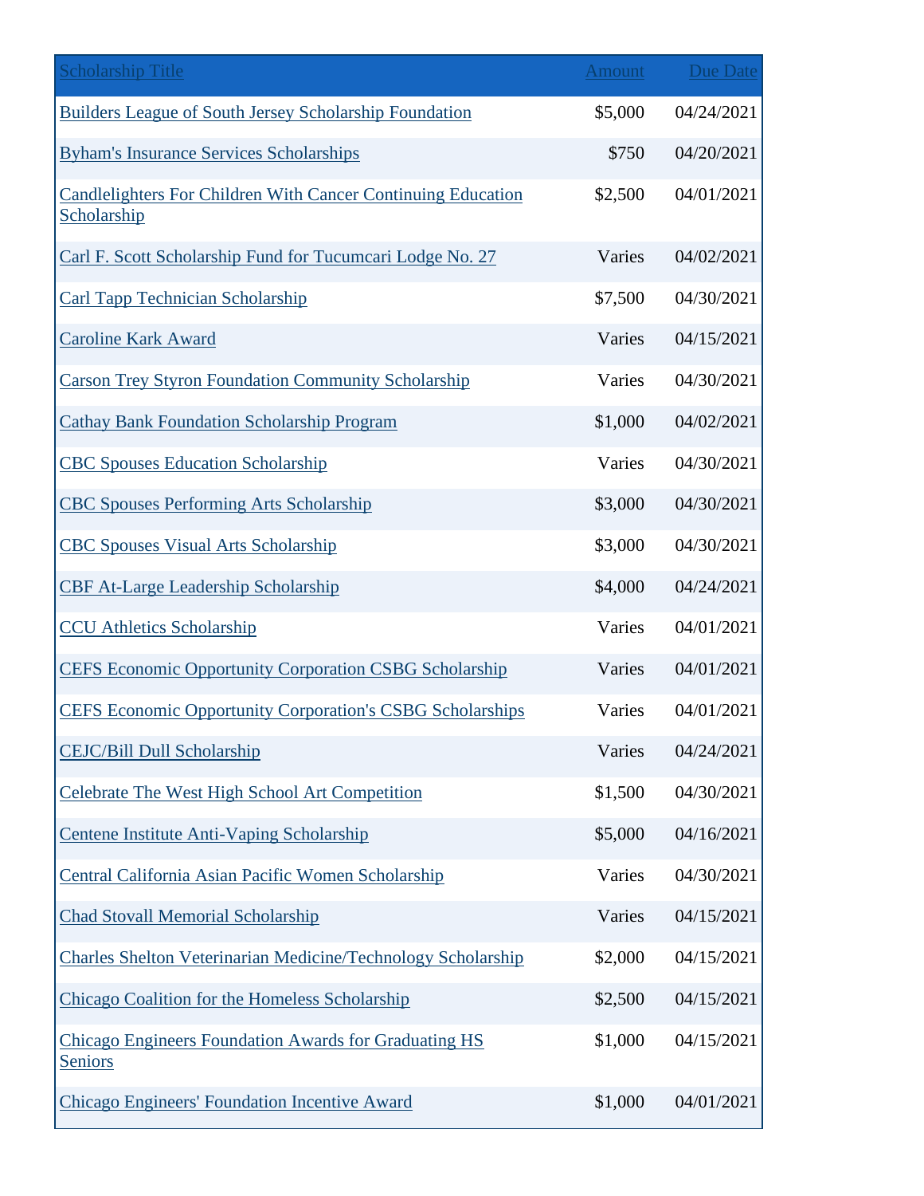| Scholarship Title | Amount | Due Date |
| --- | --- | --- |
| Builders League of South Jersey Scholarship Foundation | $5,000 | 04/24/2021 |
| Byham's Insurance Services Scholarships | $750 | 04/20/2021 |
| Candlelighters For Children With Cancer Continuing Education Scholarship | $2,500 | 04/01/2021 |
| Carl F. Scott Scholarship Fund for Tucumcari Lodge No. 27 | Varies | 04/02/2021 |
| Carl Tapp Technician Scholarship | $7,500 | 04/30/2021 |
| Caroline Kark Award | Varies | 04/15/2021 |
| Carson Trey Styron Foundation Community Scholarship | Varies | 04/30/2021 |
| Cathay Bank Foundation Scholarship Program | $1,000 | 04/02/2021 |
| CBC Spouses Education Scholarship | Varies | 04/30/2021 |
| CBC Spouses Performing Arts Scholarship | $3,000 | 04/30/2021 |
| CBC Spouses Visual Arts Scholarship | $3,000 | 04/30/2021 |
| CBF At-Large Leadership Scholarship | $4,000 | 04/24/2021 |
| CCU Athletics Scholarship | Varies | 04/01/2021 |
| CEFS Economic Opportunity Corporation CSBG Scholarship | Varies | 04/01/2021 |
| CEFS Economic Opportunity Corporation's CSBG Scholarships | Varies | 04/01/2021 |
| CEJC/Bill Dull Scholarship | Varies | 04/24/2021 |
| Celebrate The West High School Art Competition | $1,500 | 04/30/2021 |
| Centene Institute Anti-Vaping Scholarship | $5,000 | 04/16/2021 |
| Central California Asian Pacific Women Scholarship | Varies | 04/30/2021 |
| Chad Stovall Memorial Scholarship | Varies | 04/15/2021 |
| Charles Shelton Veterinarian Medicine/Technology Scholarship | $2,000 | 04/15/2021 |
| Chicago Coalition for the Homeless Scholarship | $2,500 | 04/15/2021 |
| Chicago Engineers Foundation Awards for Graduating HS Seniors | $1,000 | 04/15/2021 |
| Chicago Engineers' Foundation Incentive Award | $1,000 | 04/01/2021 |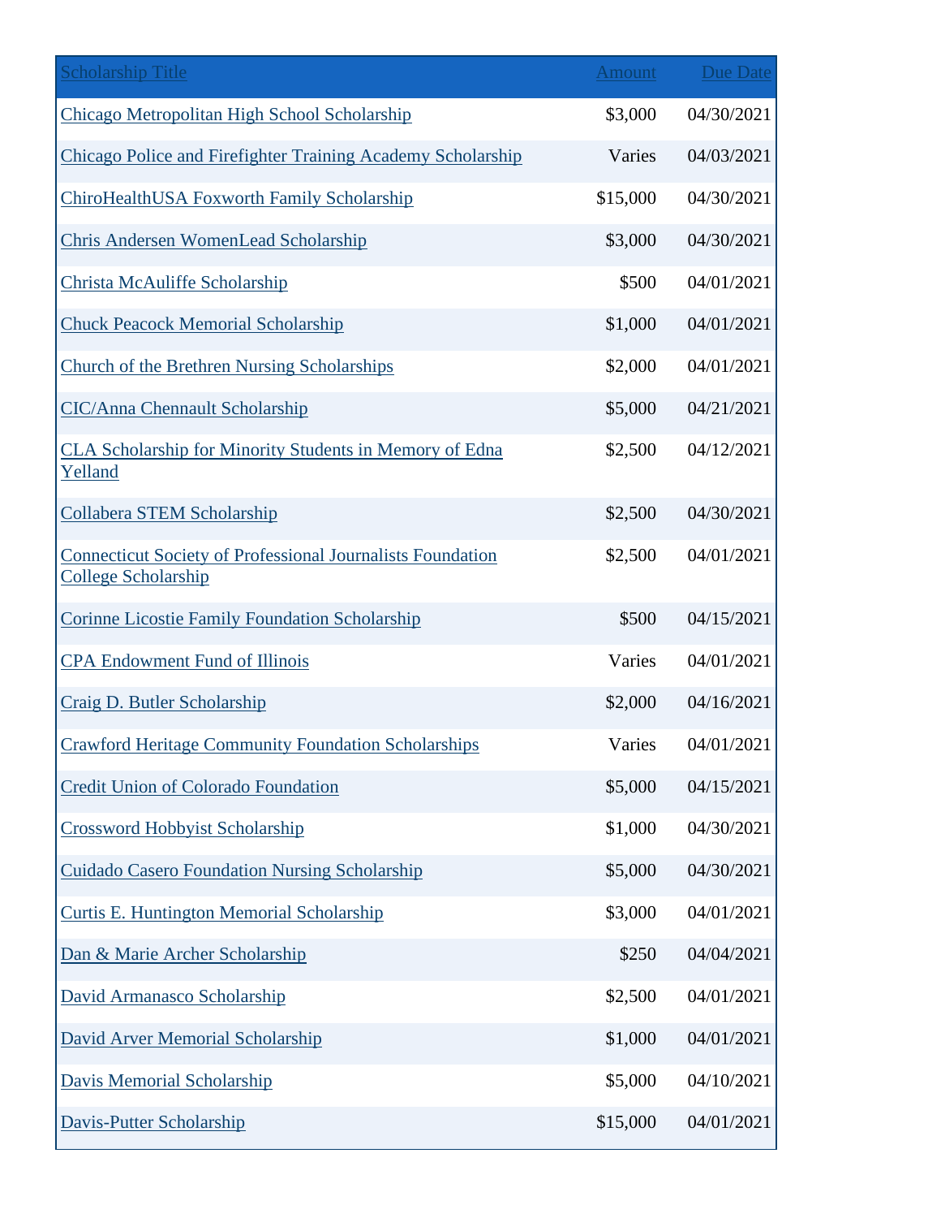| Scholarship Title | Amount | Due Date |
| --- | --- | --- |
| Chicago Metropolitan High School Scholarship | $3,000 | 04/30/2021 |
| Chicago Police and Firefighter Training Academy Scholarship | Varies | 04/03/2021 |
| ChiroHealthUSA Foxworth Family Scholarship | $15,000 | 04/30/2021 |
| Chris Andersen WomenLead Scholarship | $3,000 | 04/30/2021 |
| Christa McAuliffe Scholarship | $500 | 04/01/2021 |
| Chuck Peacock Memorial Scholarship | $1,000 | 04/01/2021 |
| Church of the Brethren Nursing Scholarships | $2,000 | 04/01/2021 |
| CIC/Anna Chennault Scholarship | $5,000 | 04/21/2021 |
| CLA Scholarship for Minority Students in Memory of Edna Yelland | $2,500 | 04/12/2021 |
| Collabera STEM Scholarship | $2,500 | 04/30/2021 |
| Connecticut Society of Professional Journalists Foundation College Scholarship | $2,500 | 04/01/2021 |
| Corinne Licostie Family Foundation Scholarship | $500 | 04/15/2021 |
| CPA Endowment Fund of Illinois | Varies | 04/01/2021 |
| Craig D. Butler Scholarship | $2,000 | 04/16/2021 |
| Crawford Heritage Community Foundation Scholarships | Varies | 04/01/2021 |
| Credit Union of Colorado Foundation | $5,000 | 04/15/2021 |
| Crossword Hobbyist Scholarship | $1,000 | 04/30/2021 |
| Cuidado Casero Foundation Nursing Scholarship | $5,000 | 04/30/2021 |
| Curtis E. Huntington Memorial Scholarship | $3,000 | 04/01/2021 |
| Dan & Marie Archer Scholarship | $250 | 04/04/2021 |
| David Armanasco Scholarship | $2,500 | 04/01/2021 |
| David Arver Memorial Scholarship | $1,000 | 04/01/2021 |
| Davis Memorial Scholarship | $5,000 | 04/10/2021 |
| Davis-Putter Scholarship | $15,000 | 04/01/2021 |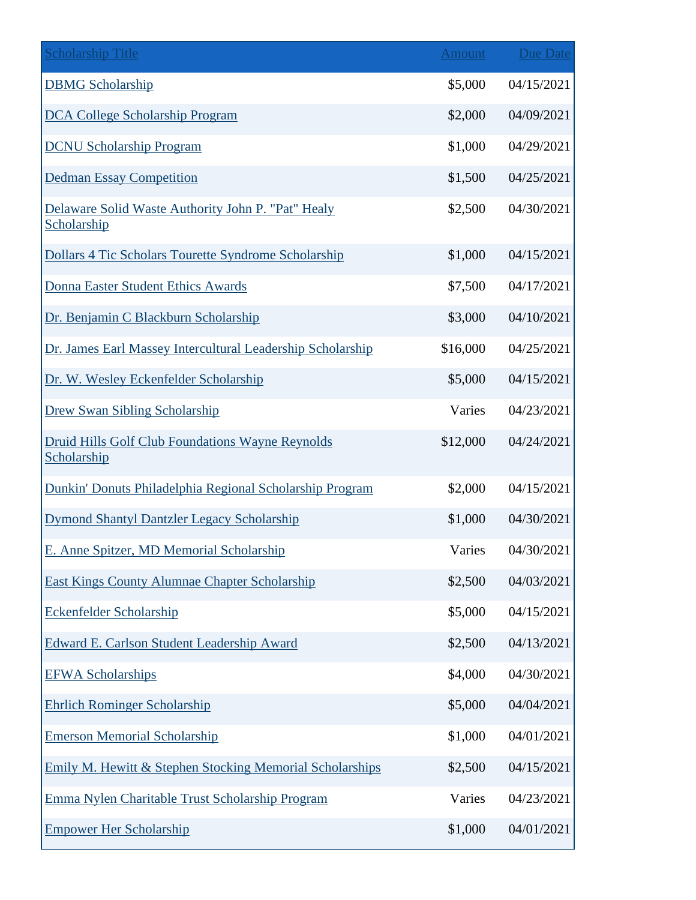| Scholarship Title | Amount | Due Date |
| --- | --- | --- |
| DBMG Scholarship | $5,000 | 04/15/2021 |
| DCA College Scholarship Program | $2,000 | 04/09/2021 |
| DCNU Scholarship Program | $1,000 | 04/29/2021 |
| Dedman Essay Competition | $1,500 | 04/25/2021 |
| Delaware Solid Waste Authority John P. "Pat" Healy Scholarship | $2,500 | 04/30/2021 |
| Dollars 4 Tic Scholars Tourette Syndrome Scholarship | $1,000 | 04/15/2021 |
| Donna Easter Student Ethics Awards | $7,500 | 04/17/2021 |
| Dr. Benjamin C Blackburn Scholarship | $3,000 | 04/10/2021 |
| Dr. James Earl Massey Intercultural Leadership Scholarship | $16,000 | 04/25/2021 |
| Dr. W. Wesley Eckenfelder Scholarship | $5,000 | 04/15/2021 |
| Drew Swan Sibling Scholarship | Varies | 04/23/2021 |
| Druid Hills Golf Club Foundations Wayne Reynolds Scholarship | $12,000 | 04/24/2021 |
| Dunkin' Donuts Philadelphia Regional Scholarship Program | $2,000 | 04/15/2021 |
| Dymond Shantyl Dantzler Legacy Scholarship | $1,000 | 04/30/2021 |
| E. Anne Spitzer, MD Memorial Scholarship | Varies | 04/30/2021 |
| East Kings County Alumnae Chapter Scholarship | $2,500 | 04/03/2021 |
| Eckenfelder Scholarship | $5,000 | 04/15/2021 |
| Edward E. Carlson Student Leadership Award | $2,500 | 04/13/2021 |
| EFWA Scholarships | $4,000 | 04/30/2021 |
| Ehrlich Rominger Scholarship | $5,000 | 04/04/2021 |
| Emerson Memorial Scholarship | $1,000 | 04/01/2021 |
| Emily M. Hewitt & Stephen Stocking Memorial Scholarships | $2,500 | 04/15/2021 |
| Emma Nylen Charitable Trust Scholarship Program | Varies | 04/23/2021 |
| Empower Her Scholarship | $1,000 | 04/01/2021 |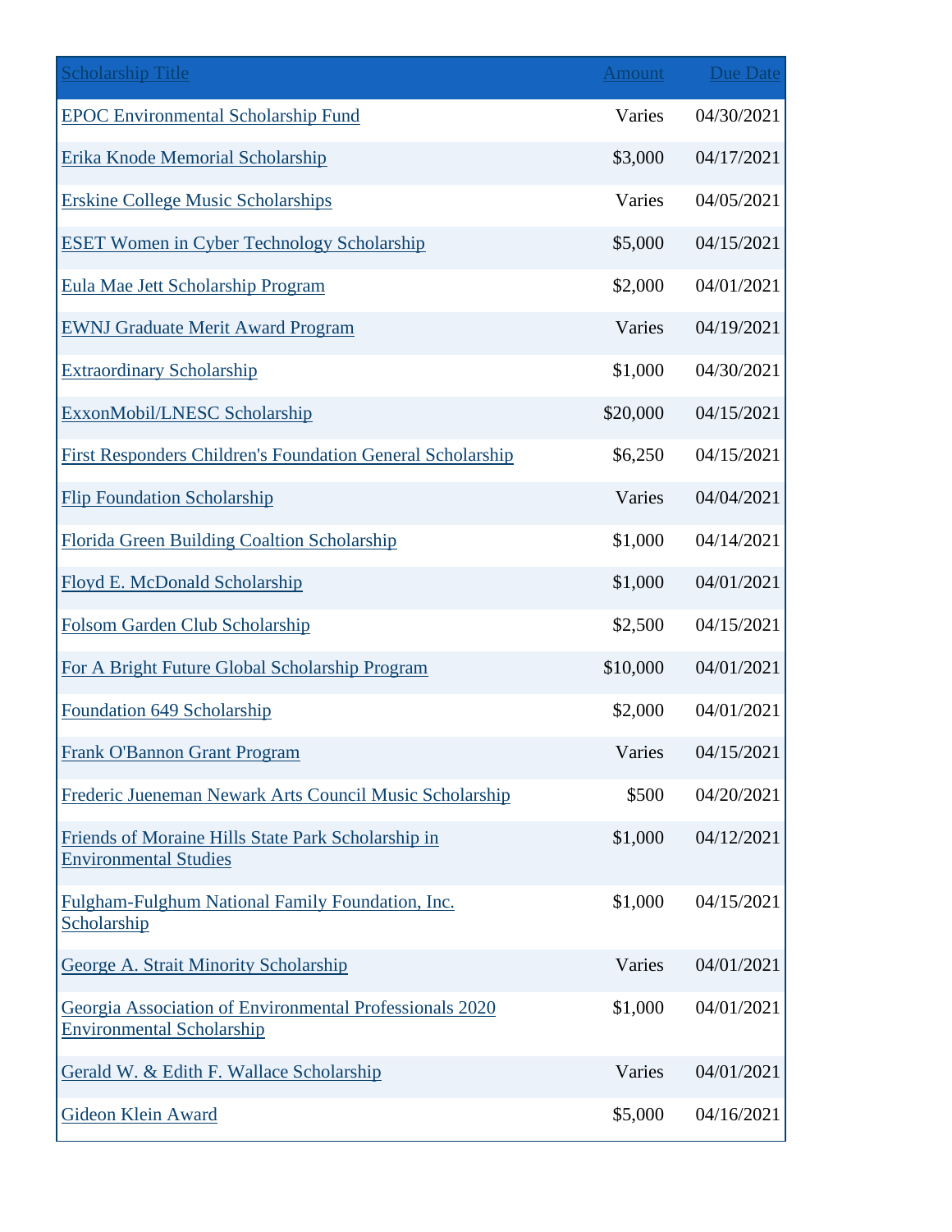| Scholarship Title | Amount | Due Date |
| --- | --- | --- |
| EPOC Environmental Scholarship Fund | Varies | 04/30/2021 |
| Erika Knode Memorial Scholarship | $3,000 | 04/17/2021 |
| Erskine College Music Scholarships | Varies | 04/05/2021 |
| ESET Women in Cyber Technology Scholarship | $5,000 | 04/15/2021 |
| Eula Mae Jett Scholarship Program | $2,000 | 04/01/2021 |
| EWNJ Graduate Merit Award Program | Varies | 04/19/2021 |
| Extraordinary Scholarship | $1,000 | 04/30/2021 |
| ExxonMobil/LNESC Scholarship | $20,000 | 04/15/2021 |
| First Responders Children's Foundation General Scholarship | $6,250 | 04/15/2021 |
| Flip Foundation Scholarship | Varies | 04/04/2021 |
| Florida Green Building Coaltion Scholarship | $1,000 | 04/14/2021 |
| Floyd E. McDonald Scholarship | $1,000 | 04/01/2021 |
| Folsom Garden Club Scholarship | $2,500 | 04/15/2021 |
| For A Bright Future Global Scholarship Program | $10,000 | 04/01/2021 |
| Foundation 649 Scholarship | $2,000 | 04/01/2021 |
| Frank O'Bannon Grant Program | Varies | 04/15/2021 |
| Frederic Jueneman Newark Arts Council Music Scholarship | $500 | 04/20/2021 |
| Friends of Moraine Hills State Park Scholarship in Environmental Studies | $1,000 | 04/12/2021 |
| Fulgham-Fulghum National Family Foundation, Inc. Scholarship | $1,000 | 04/15/2021 |
| George A. Strait Minority Scholarship | Varies | 04/01/2021 |
| Georgia Association of Environmental Professionals 2020 Environmental Scholarship | $1,000 | 04/01/2021 |
| Gerald W. & Edith F. Wallace Scholarship | Varies | 04/01/2021 |
| Gideon Klein Award | $5,000 | 04/16/2021 |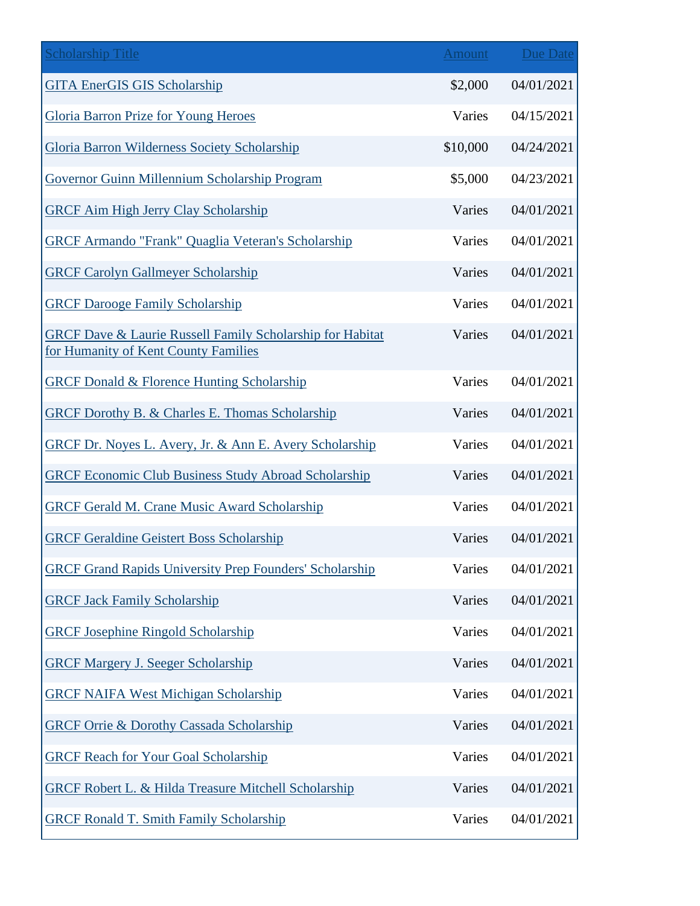| Scholarship Title | Amount | Due Date |
| --- | --- | --- |
| GITA EnerGIS GIS Scholarship | $2,000 | 04/01/2021 |
| Gloria Barron Prize for Young Heroes | Varies | 04/15/2021 |
| Gloria Barron Wilderness Society Scholarship | $10,000 | 04/24/2021 |
| Governor Guinn Millennium Scholarship Program | $5,000 | 04/23/2021 |
| GRCF Aim High Jerry Clay Scholarship | Varies | 04/01/2021 |
| GRCF Armando "Frank" Quaglia Veteran's Scholarship | Varies | 04/01/2021 |
| GRCF Carolyn Gallmeyer Scholarship | Varies | 04/01/2021 |
| GRCF Darooge Family Scholarship | Varies | 04/01/2021 |
| GRCF Dave & Laurie Russell Family Scholarship for Habitat for Humanity of Kent County Families | Varies | 04/01/2021 |
| GRCF Donald & Florence Hunting Scholarship | Varies | 04/01/2021 |
| GRCF Dorothy B. & Charles E. Thomas Scholarship | Varies | 04/01/2021 |
| GRCF Dr. Noyes L. Avery, Jr. & Ann E. Avery Scholarship | Varies | 04/01/2021 |
| GRCF Economic Club Business Study Abroad Scholarship | Varies | 04/01/2021 |
| GRCF Gerald M. Crane Music Award Scholarship | Varies | 04/01/2021 |
| GRCF Geraldine Geistert Boss Scholarship | Varies | 04/01/2021 |
| GRCF Grand Rapids University Prep Founders' Scholarship | Varies | 04/01/2021 |
| GRCF Jack Family Scholarship | Varies | 04/01/2021 |
| GRCF Josephine Ringold Scholarship | Varies | 04/01/2021 |
| GRCF Margery J. Seeger Scholarship | Varies | 04/01/2021 |
| GRCF NAIFA West Michigan Scholarship | Varies | 04/01/2021 |
| GRCF Orrie & Dorothy Cassada Scholarship | Varies | 04/01/2021 |
| GRCF Reach for Your Goal Scholarship | Varies | 04/01/2021 |
| GRCF Robert L. & Hilda Treasure Mitchell Scholarship | Varies | 04/01/2021 |
| GRCF Ronald T. Smith Family Scholarship | Varies | 04/01/2021 |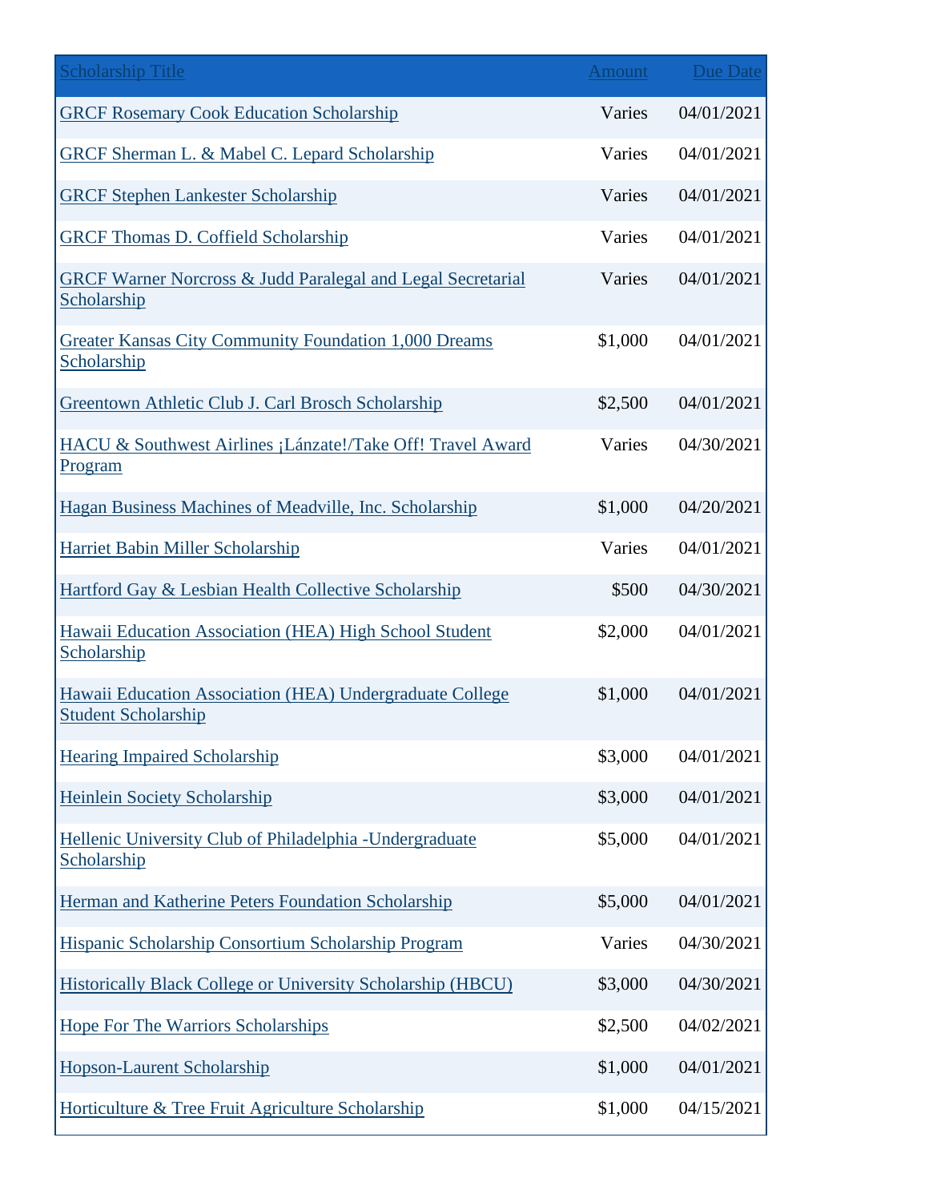| Scholarship Title | Amount | Due Date |
|---|---|---|
| GRCF Rosemary Cook Education Scholarship | Varies | 04/01/2021 |
| GRCF Sherman L. & Mabel C. Lepard Scholarship | Varies | 04/01/2021 |
| GRCF Stephen Lankester Scholarship | Varies | 04/01/2021 |
| GRCF Thomas D. Coffield Scholarship | Varies | 04/01/2021 |
| GRCF Warner Norcross & Judd Paralegal and Legal Secretarial Scholarship | Varies | 04/01/2021 |
| Greater Kansas City Community Foundation 1,000 Dreams Scholarship | $1,000 | 04/01/2021 |
| Greentown Athletic Club J. Carl Brosch Scholarship | $2,500 | 04/01/2021 |
| HACU & Southwest Airlines ¡Lánzate!/Take Off! Travel Award Program | Varies | 04/30/2021 |
| Hagan Business Machines of Meadville, Inc. Scholarship | $1,000 | 04/20/2021 |
| Harriet Babin Miller Scholarship | Varies | 04/01/2021 |
| Hartford Gay & Lesbian Health Collective Scholarship | $500 | 04/30/2021 |
| Hawaii Education Association (HEA) High School Student Scholarship | $2,000 | 04/01/2021 |
| Hawaii Education Association (HEA) Undergraduate College Student Scholarship | $1,000 | 04/01/2021 |
| Hearing Impaired Scholarship | $3,000 | 04/01/2021 |
| Heinlein Society Scholarship | $3,000 | 04/01/2021 |
| Hellenic University Club of Philadelphia -Undergraduate Scholarship | $5,000 | 04/01/2021 |
| Herman and Katherine Peters Foundation Scholarship | $5,000 | 04/01/2021 |
| Hispanic Scholarship Consortium Scholarship Program | Varies | 04/30/2021 |
| Historically Black College or University Scholarship (HBCU) | $3,000 | 04/30/2021 |
| Hope For The Warriors Scholarships | $2,500 | 04/02/2021 |
| Hopson-Laurent Scholarship | $1,000 | 04/01/2021 |
| Horticulture & Tree Fruit Agriculture Scholarship | $1,000 | 04/15/2021 |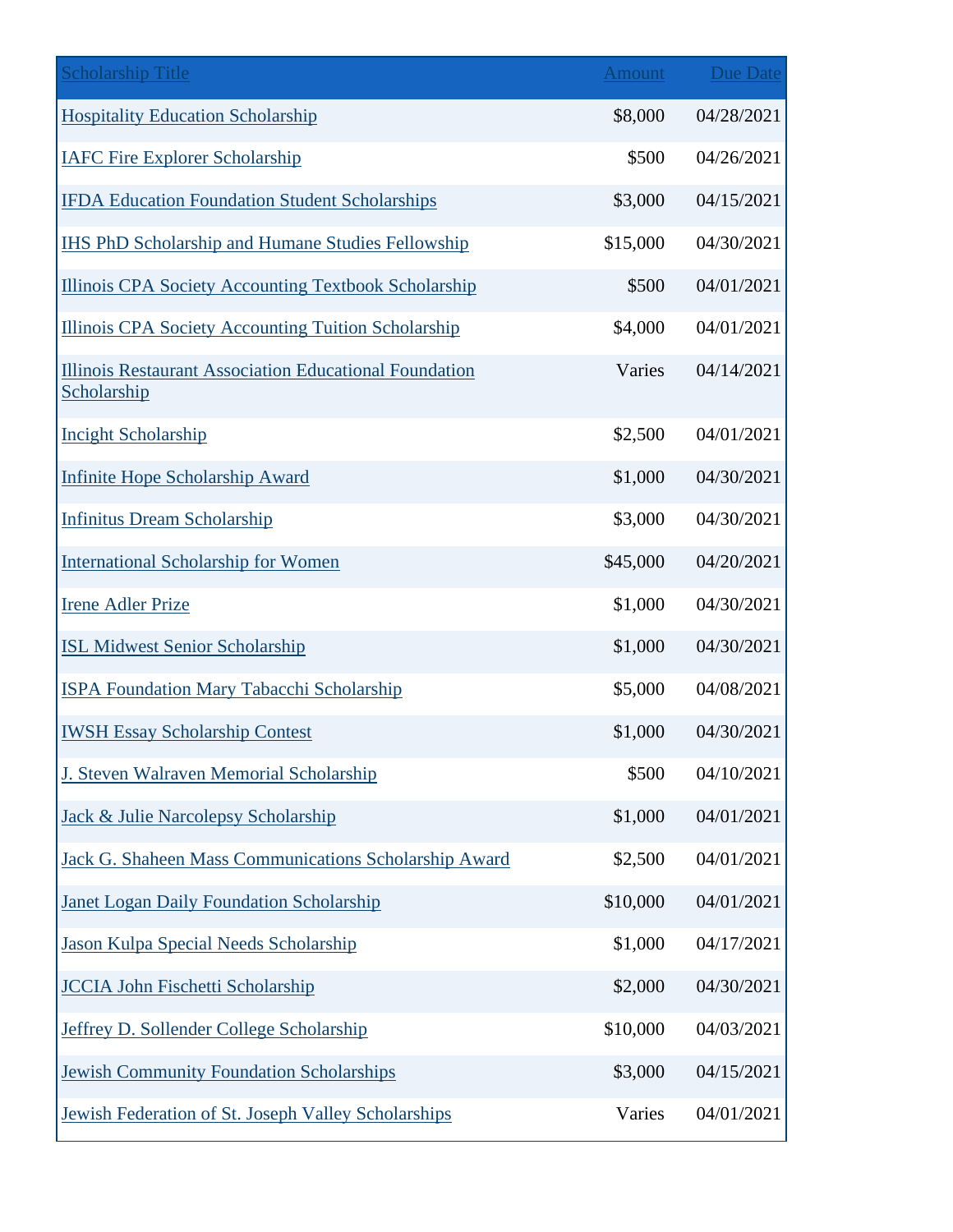| Scholarship Title | Amount | Due Date |
| --- | --- | --- |
| Hospitality Education Scholarship | $8,000 | 04/28/2021 |
| IAFC Fire Explorer Scholarship | $500 | 04/26/2021 |
| IFDA Education Foundation Student Scholarships | $3,000 | 04/15/2021 |
| IHS PhD Scholarship and Humane Studies Fellowship | $15,000 | 04/30/2021 |
| Illinois CPA Society Accounting Textbook Scholarship | $500 | 04/01/2021 |
| Illinois CPA Society Accounting Tuition Scholarship | $4,000 | 04/01/2021 |
| Illinois Restaurant Association Educational Foundation Scholarship | Varies | 04/14/2021 |
| Incight Scholarship | $2,500 | 04/01/2021 |
| Infinite Hope Scholarship Award | $1,000 | 04/30/2021 |
| Infinitus Dream Scholarship | $3,000 | 04/30/2021 |
| International Scholarship for Women | $45,000 | 04/20/2021 |
| Irene Adler Prize | $1,000 | 04/30/2021 |
| ISL Midwest Senior Scholarship | $1,000 | 04/30/2021 |
| ISPA Foundation Mary Tabacchi Scholarship | $5,000 | 04/08/2021 |
| IWSH Essay Scholarship Contest | $1,000 | 04/30/2021 |
| J. Steven Walraven Memorial Scholarship | $500 | 04/10/2021 |
| Jack & Julie Narcolepsy Scholarship | $1,000 | 04/01/2021 |
| Jack G. Shaheen Mass Communications Scholarship Award | $2,500 | 04/01/2021 |
| Janet Logan Daily Foundation Scholarship | $10,000 | 04/01/2021 |
| Jason Kulpa Special Needs Scholarship | $1,000 | 04/17/2021 |
| JCCIA John Fischetti Scholarship | $2,000 | 04/30/2021 |
| Jeffrey D. Sollender College Scholarship | $10,000 | 04/03/2021 |
| Jewish Community Foundation Scholarships | $3,000 | 04/15/2021 |
| Jewish Federation of St. Joseph Valley Scholarships | Varies | 04/01/2021 |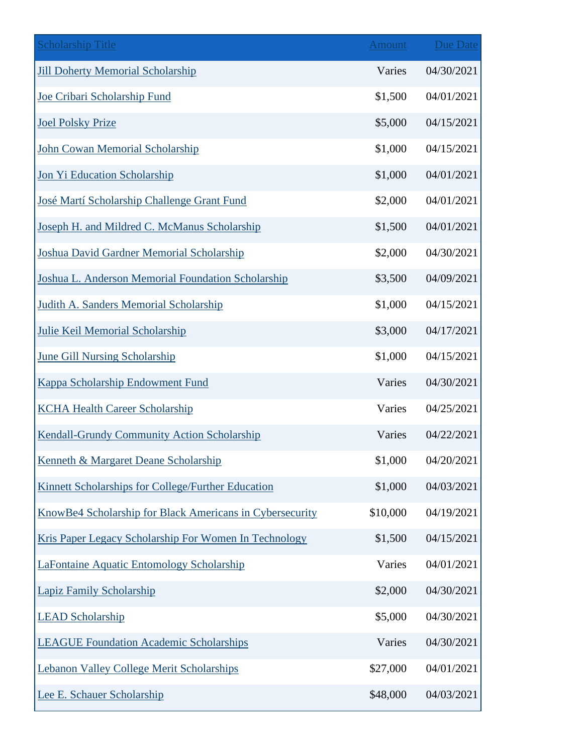| Scholarship Title | Amount | Due Date |
| --- | --- | --- |
| Jill Doherty Memorial Scholarship | Varies | 04/30/2021 |
| Joe Cribari Scholarship Fund | $1,500 | 04/01/2021 |
| Joel Polsky Prize | $5,000 | 04/15/2021 |
| John Cowan Memorial Scholarship | $1,000 | 04/15/2021 |
| Jon Yi Education Scholarship | $1,000 | 04/01/2021 |
| José Martí Scholarship Challenge Grant Fund | $2,000 | 04/01/2021 |
| Joseph H. and Mildred C. McManus Scholarship | $1,500 | 04/01/2021 |
| Joshua David Gardner Memorial Scholarship | $2,000 | 04/30/2021 |
| Joshua L. Anderson Memorial Foundation Scholarship | $3,500 | 04/09/2021 |
| Judith A. Sanders Memorial Scholarship | $1,000 | 04/15/2021 |
| Julie Keil Memorial Scholarship | $3,000 | 04/17/2021 |
| June Gill Nursing Scholarship | $1,000 | 04/15/2021 |
| Kappa Scholarship Endowment Fund | Varies | 04/30/2021 |
| KCHA Health Career Scholarship | Varies | 04/25/2021 |
| Kendall-Grundy Community Action Scholarship | Varies | 04/22/2021 |
| Kenneth & Margaret Deane Scholarship | $1,000 | 04/20/2021 |
| Kinnett Scholarships for College/Further Education | $1,000 | 04/03/2021 |
| KnowBe4 Scholarship for Black Americans in Cybersecurity | $10,000 | 04/19/2021 |
| Kris Paper Legacy Scholarship For Women In Technology | $1,500 | 04/15/2021 |
| LaFontaine Aquatic Entomology Scholarship | Varies | 04/01/2021 |
| Lapiz Family Scholarship | $2,000 | 04/30/2021 |
| LEAD Scholarship | $5,000 | 04/30/2021 |
| LEAGUE Foundation Academic Scholarships | Varies | 04/30/2021 |
| Lebanon Valley College Merit Scholarships | $27,000 | 04/01/2021 |
| Lee E. Schauer Scholarship | $48,000 | 04/03/2021 |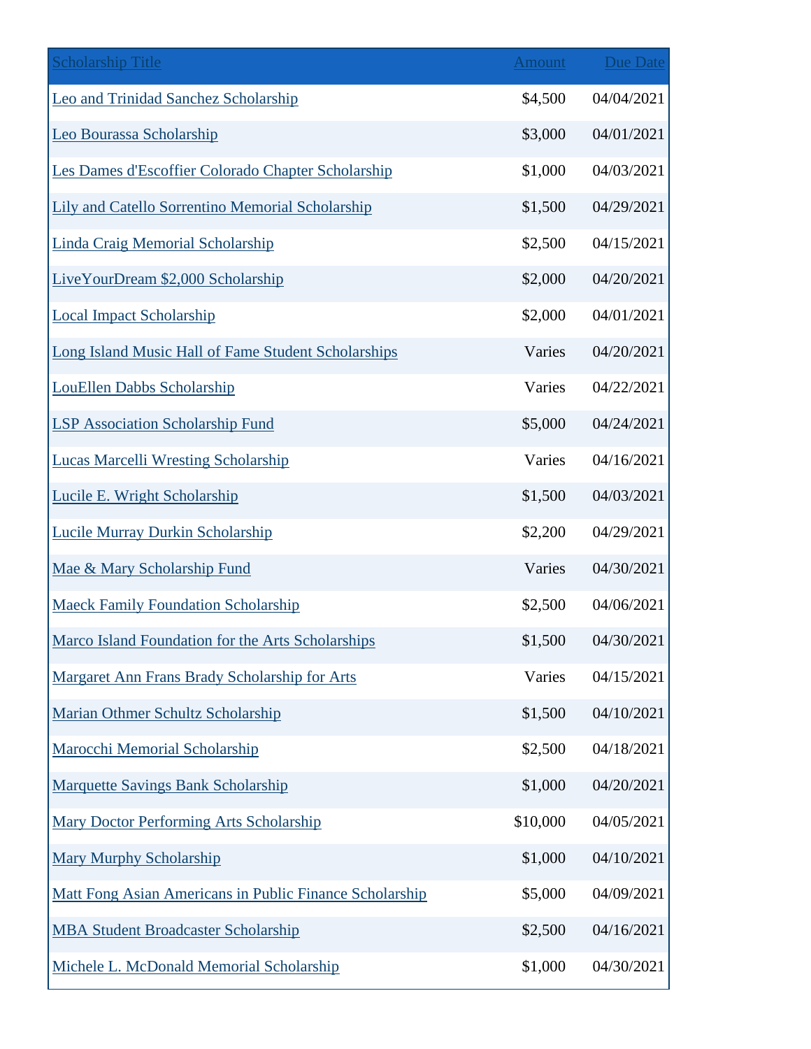| Scholarship Title | Amount | Due Date |
|---|---|---|
| Leo and Trinidad Sanchez Scholarship | $4,500 | 04/04/2021 |
| Leo Bourassa Scholarship | $3,000 | 04/01/2021 |
| Les Dames d'Escoffier Colorado Chapter Scholarship | $1,000 | 04/03/2021 |
| Lily and Catello Sorrentino Memorial Scholarship | $1,500 | 04/29/2021 |
| Linda Craig Memorial Scholarship | $2,500 | 04/15/2021 |
| LiveYourDream $2,000 Scholarship | $2,000 | 04/20/2021 |
| Local Impact Scholarship | $2,000 | 04/01/2021 |
| Long Island Music Hall of Fame Student Scholarships | Varies | 04/20/2021 |
| LouEllen Dabbs Scholarship | Varies | 04/22/2021 |
| LSP Association Scholarship Fund | $5,000 | 04/24/2021 |
| Lucas Marcelli Wresting Scholarship | Varies | 04/16/2021 |
| Lucile E. Wright Scholarship | $1,500 | 04/03/2021 |
| Lucile Murray Durkin Scholarship | $2,200 | 04/29/2021 |
| Mae & Mary Scholarship Fund | Varies | 04/30/2021 |
| Maeck Family Foundation Scholarship | $2,500 | 04/06/2021 |
| Marco Island Foundation for the Arts Scholarships | $1,500 | 04/30/2021 |
| Margaret Ann Frans Brady Scholarship for Arts | Varies | 04/15/2021 |
| Marian Othmer Schultz Scholarship | $1,500 | 04/10/2021 |
| Marocchi Memorial Scholarship | $2,500 | 04/18/2021 |
| Marquette Savings Bank Scholarship | $1,000 | 04/20/2021 |
| Mary Doctor Performing Arts Scholarship | $10,000 | 04/05/2021 |
| Mary Murphy Scholarship | $1,000 | 04/10/2021 |
| Matt Fong Asian Americans in Public Finance Scholarship | $5,000 | 04/09/2021 |
| MBA Student Broadcaster Scholarship | $2,500 | 04/16/2021 |
| Michele L. McDonald Memorial Scholarship | $1,000 | 04/30/2021 |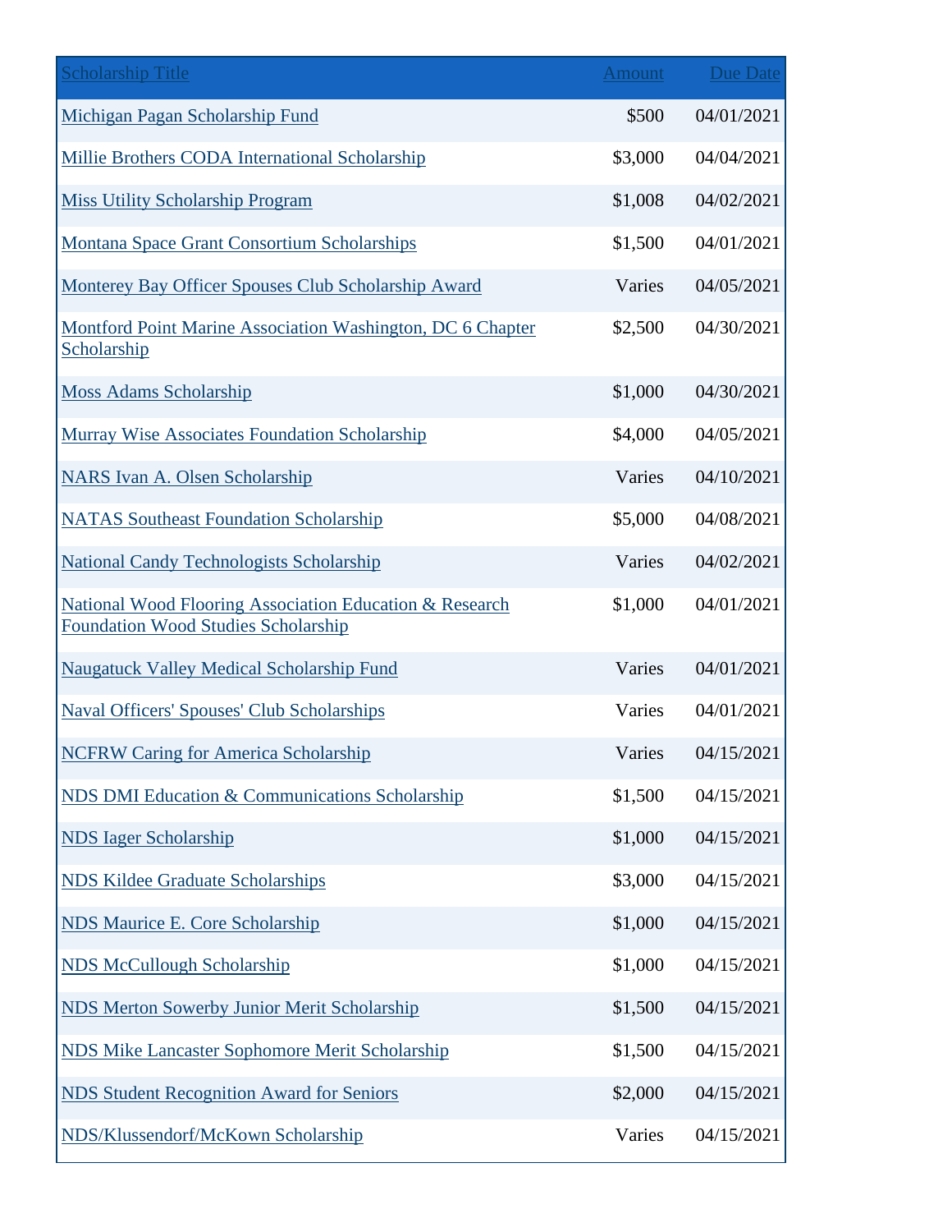| Scholarship Title | Amount | Due Date |
| --- | --- | --- |
| Michigan Pagan Scholarship Fund | $500 | 04/01/2021 |
| Millie Brothers CODA International Scholarship | $3,000 | 04/04/2021 |
| Miss Utility Scholarship Program | $1,008 | 04/02/2021 |
| Montana Space Grant Consortium Scholarships | $1,500 | 04/01/2021 |
| Monterey Bay Officer Spouses Club Scholarship Award | Varies | 04/05/2021 |
| Montford Point Marine Association Washington, DC 6 Chapter Scholarship | $2,500 | 04/30/2021 |
| Moss Adams Scholarship | $1,000 | 04/30/2021 |
| Murray Wise Associates Foundation Scholarship | $4,000 | 04/05/2021 |
| NARS Ivan A. Olsen Scholarship | Varies | 04/10/2021 |
| NATAS Southeast Foundation Scholarship | $5,000 | 04/08/2021 |
| National Candy Technologists Scholarship | Varies | 04/02/2021 |
| National Wood Flooring Association Education & Research Foundation Wood Studies Scholarship | $1,000 | 04/01/2021 |
| Naugatuck Valley Medical Scholarship Fund | Varies | 04/01/2021 |
| Naval Officers' Spouses' Club Scholarships | Varies | 04/01/2021 |
| NCFRW Caring for America Scholarship | Varies | 04/15/2021 |
| NDS DMI Education & Communications Scholarship | $1,500 | 04/15/2021 |
| NDS Iager Scholarship | $1,000 | 04/15/2021 |
| NDS Kildee Graduate Scholarships | $3,000 | 04/15/2021 |
| NDS Maurice E. Core Scholarship | $1,000 | 04/15/2021 |
| NDS McCullough Scholarship | $1,000 | 04/15/2021 |
| NDS Merton Sowerby Junior Merit Scholarship | $1,500 | 04/15/2021 |
| NDS Mike Lancaster Sophomore Merit Scholarship | $1,500 | 04/15/2021 |
| NDS Student Recognition Award for Seniors | $2,000 | 04/15/2021 |
| NDS/Klussendorf/McKown Scholarship | Varies | 04/15/2021 |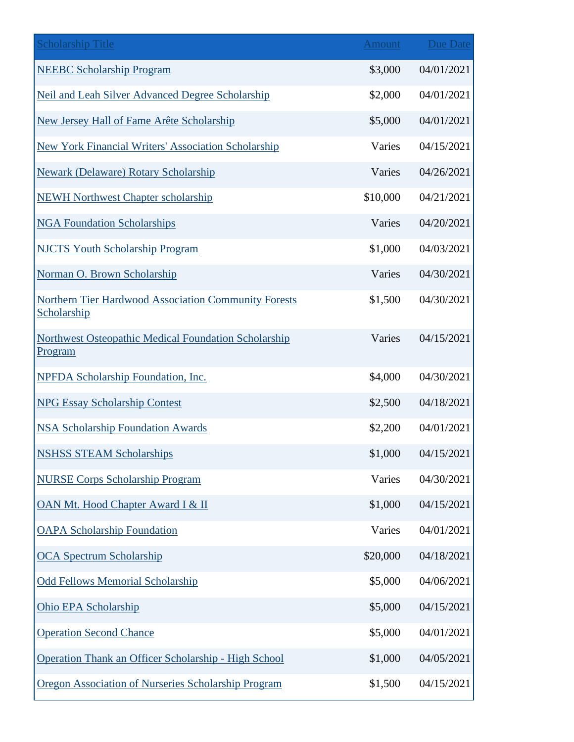| Scholarship Title | Amount | Due Date |
| --- | --- | --- |
| NEEBC Scholarship Program | $3,000 | 04/01/2021 |
| Neil and Leah Silver Advanced Degree Scholarship | $2,000 | 04/01/2021 |
| New Jersey Hall of Fame Arête Scholarship | $5,000 | 04/01/2021 |
| New York Financial Writers' Association Scholarship | Varies | 04/15/2021 |
| Newark (Delaware) Rotary Scholarship | Varies | 04/26/2021 |
| NEWH Northwest Chapter scholarship | $10,000 | 04/21/2021 |
| NGA Foundation Scholarships | Varies | 04/20/2021 |
| NJCTS Youth Scholarship Program | $1,000 | 04/03/2021 |
| Norman O. Brown Scholarship | Varies | 04/30/2021 |
| Northern Tier Hardwood Association Community Forests Scholarship | $1,500 | 04/30/2021 |
| Northwest Osteopathic Medical Foundation Scholarship Program | Varies | 04/15/2021 |
| NPFDA Scholarship Foundation, Inc. | $4,000 | 04/30/2021 |
| NPG Essay Scholarship Contest | $2,500 | 04/18/2021 |
| NSA Scholarship Foundation Awards | $2,200 | 04/01/2021 |
| NSHSS STEAM Scholarships | $1,000 | 04/15/2021 |
| NURSE Corps Scholarship Program | Varies | 04/30/2021 |
| OAN Mt. Hood Chapter Award I & II | $1,000 | 04/15/2021 |
| OAPA Scholarship Foundation | Varies | 04/01/2021 |
| OCA Spectrum Scholarship | $20,000 | 04/18/2021 |
| Odd Fellows Memorial Scholarship | $5,000 | 04/06/2021 |
| Ohio EPA Scholarship | $5,000 | 04/15/2021 |
| Operation Second Chance | $5,000 | 04/01/2021 |
| Operation Thank an Officer Scholarship - High School | $1,000 | 04/05/2021 |
| Oregon Association of Nurseries Scholarship Program | $1,500 | 04/15/2021 |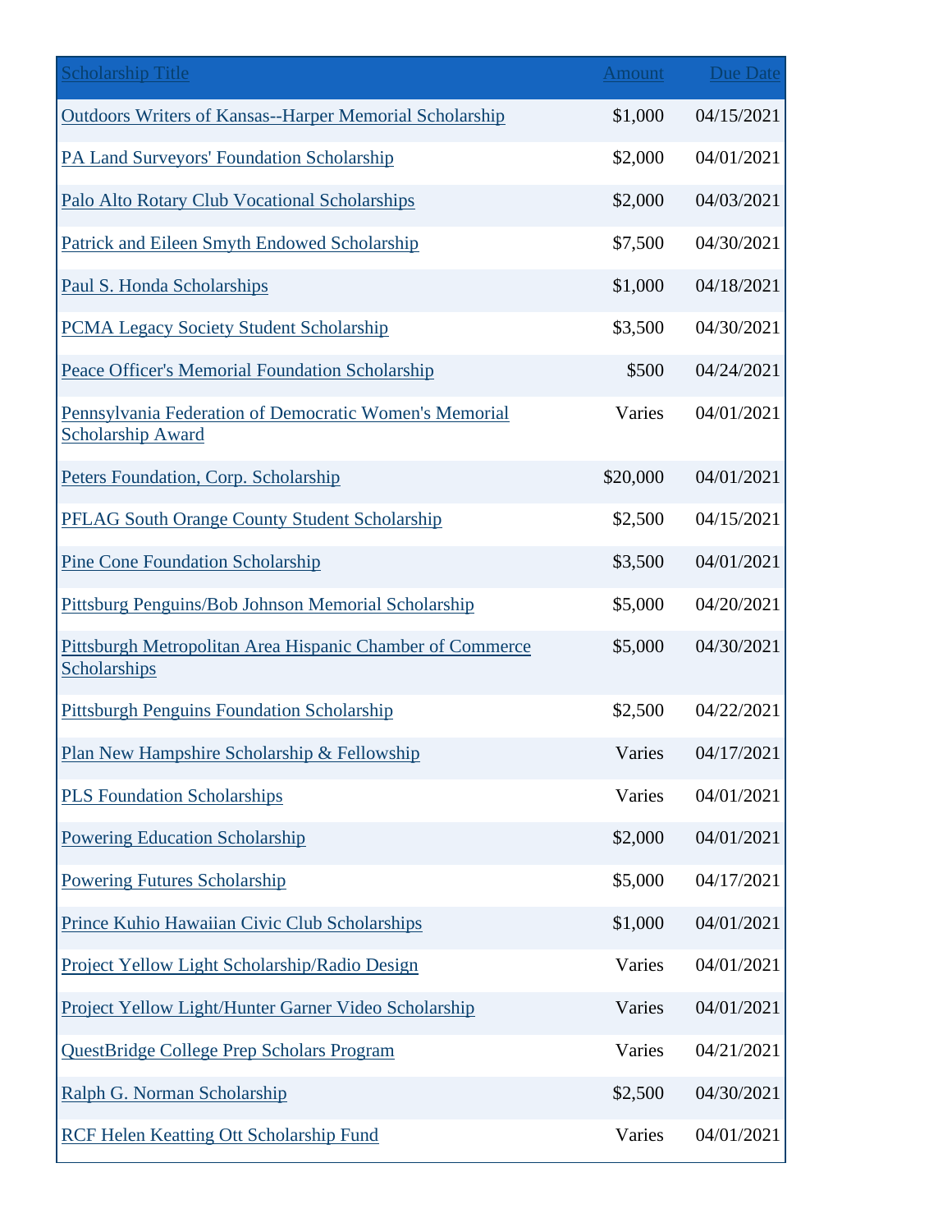| Scholarship Title | Amount | Due Date |
|---|---|---|
| Outdoors Writers of Kansas--Harper Memorial Scholarship | $1,000 | 04/15/2021 |
| PA Land Surveyors' Foundation Scholarship | $2,000 | 04/01/2021 |
| Palo Alto Rotary Club Vocational Scholarships | $2,000 | 04/03/2021 |
| Patrick and Eileen Smyth Endowed Scholarship | $7,500 | 04/30/2021 |
| Paul S. Honda Scholarships | $1,000 | 04/18/2021 |
| PCMA Legacy Society Student Scholarship | $3,500 | 04/30/2021 |
| Peace Officer's Memorial Foundation Scholarship | $500 | 04/24/2021 |
| Pennsylvania Federation of Democratic Women's Memorial Scholarship Award | Varies | 04/01/2021 |
| Peters Foundation, Corp. Scholarship | $20,000 | 04/01/2021 |
| PFLAG South Orange County Student Scholarship | $2,500 | 04/15/2021 |
| Pine Cone Foundation Scholarship | $3,500 | 04/01/2021 |
| Pittsburg Penguins/Bob Johnson Memorial Scholarship | $5,000 | 04/20/2021 |
| Pittsburgh Metropolitan Area Hispanic Chamber of Commerce Scholarships | $5,000 | 04/30/2021 |
| Pittsburgh Penguins Foundation Scholarship | $2,500 | 04/22/2021 |
| Plan New Hampshire Scholarship & Fellowship | Varies | 04/17/2021 |
| PLS Foundation Scholarships | Varies | 04/01/2021 |
| Powering Education Scholarship | $2,000 | 04/01/2021 |
| Powering Futures Scholarship | $5,000 | 04/17/2021 |
| Prince Kuhio Hawaiian Civic Club Scholarships | $1,000 | 04/01/2021 |
| Project Yellow Light Scholarship/Radio Design | Varies | 04/01/2021 |
| Project Yellow Light/Hunter Garner Video Scholarship | Varies | 04/01/2021 |
| QuestBridge College Prep Scholars Program | Varies | 04/21/2021 |
| Ralph G. Norman Scholarship | $2,500 | 04/30/2021 |
| RCF Helen Keatting Ott Scholarship Fund | Varies | 04/01/2021 |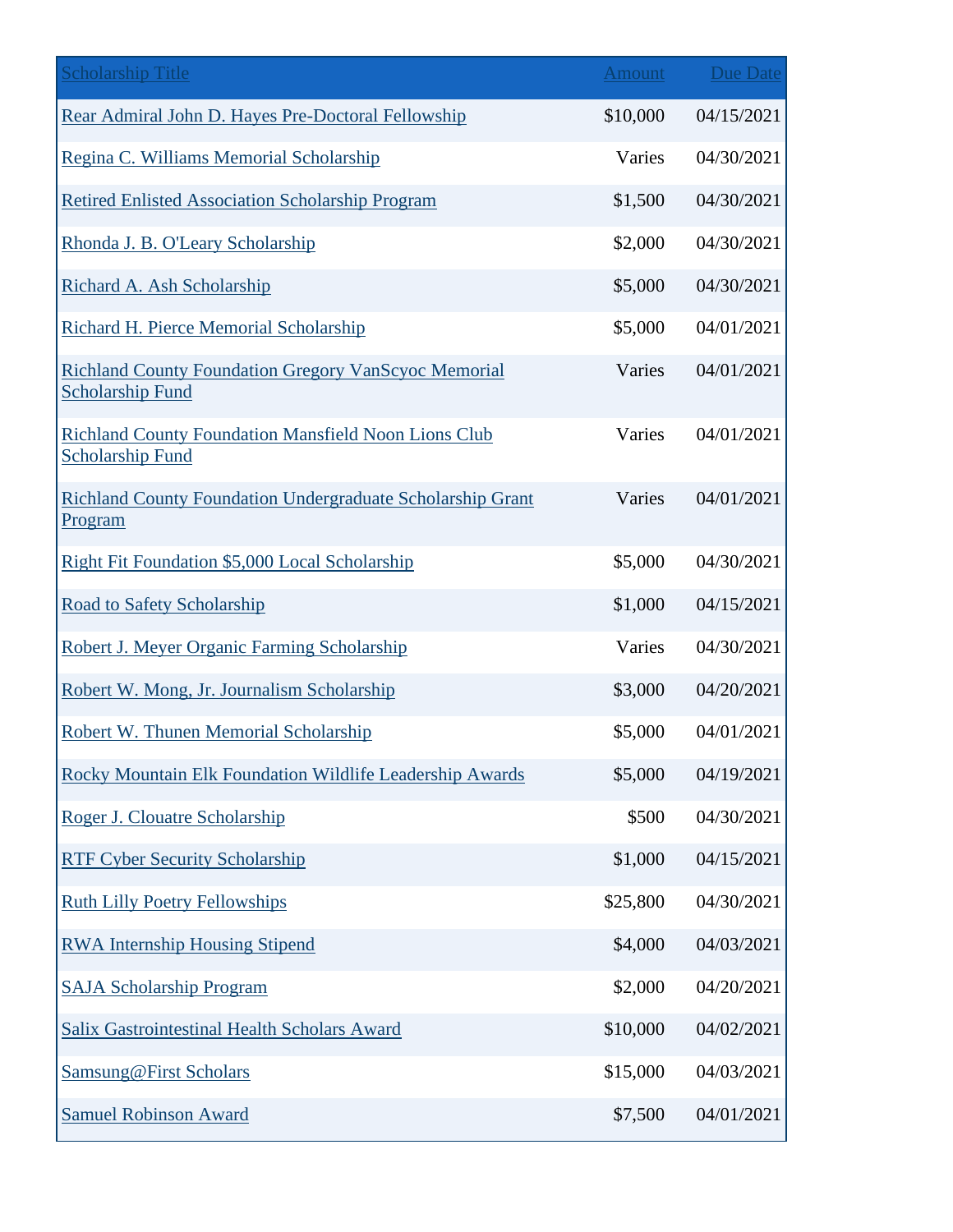| Scholarship Title | Amount | Due Date |
|---|---|---|
| Rear Admiral John D. Hayes Pre-Doctoral Fellowship | $10,000 | 04/15/2021 |
| Regina C. Williams Memorial Scholarship | Varies | 04/30/2021 |
| Retired Enlisted Association Scholarship Program | $1,500 | 04/30/2021 |
| Rhonda J. B. O'Leary Scholarship | $2,000 | 04/30/2021 |
| Richard A. Ash Scholarship | $5,000 | 04/30/2021 |
| Richard H. Pierce Memorial Scholarship | $5,000 | 04/01/2021 |
| Richland County Foundation Gregory VanScyoc Memorial Scholarship Fund | Varies | 04/01/2021 |
| Richland County Foundation Mansfield Noon Lions Club Scholarship Fund | Varies | 04/01/2021 |
| Richland County Foundation Undergraduate Scholarship Grant Program | Varies | 04/01/2021 |
| Right Fit Foundation $5,000 Local Scholarship | $5,000 | 04/30/2021 |
| Road to Safety Scholarship | $1,000 | 04/15/2021 |
| Robert J. Meyer Organic Farming Scholarship | Varies | 04/30/2021 |
| Robert W. Mong, Jr. Journalism Scholarship | $3,000 | 04/20/2021 |
| Robert W. Thunen Memorial Scholarship | $5,000 | 04/01/2021 |
| Rocky Mountain Elk Foundation Wildlife Leadership Awards | $5,000 | 04/19/2021 |
| Roger J. Clouatre Scholarship | $500 | 04/30/2021 |
| RTF Cyber Security Scholarship | $1,000 | 04/15/2021 |
| Ruth Lilly Poetry Fellowships | $25,800 | 04/30/2021 |
| RWA Internship Housing Stipend | $4,000 | 04/03/2021 |
| SAJA Scholarship Program | $2,000 | 04/20/2021 |
| Salix Gastrointestinal Health Scholars Award | $10,000 | 04/02/2021 |
| Samsung@First Scholars | $15,000 | 04/03/2021 |
| Samuel Robinson Award | $7,500 | 04/01/2021 |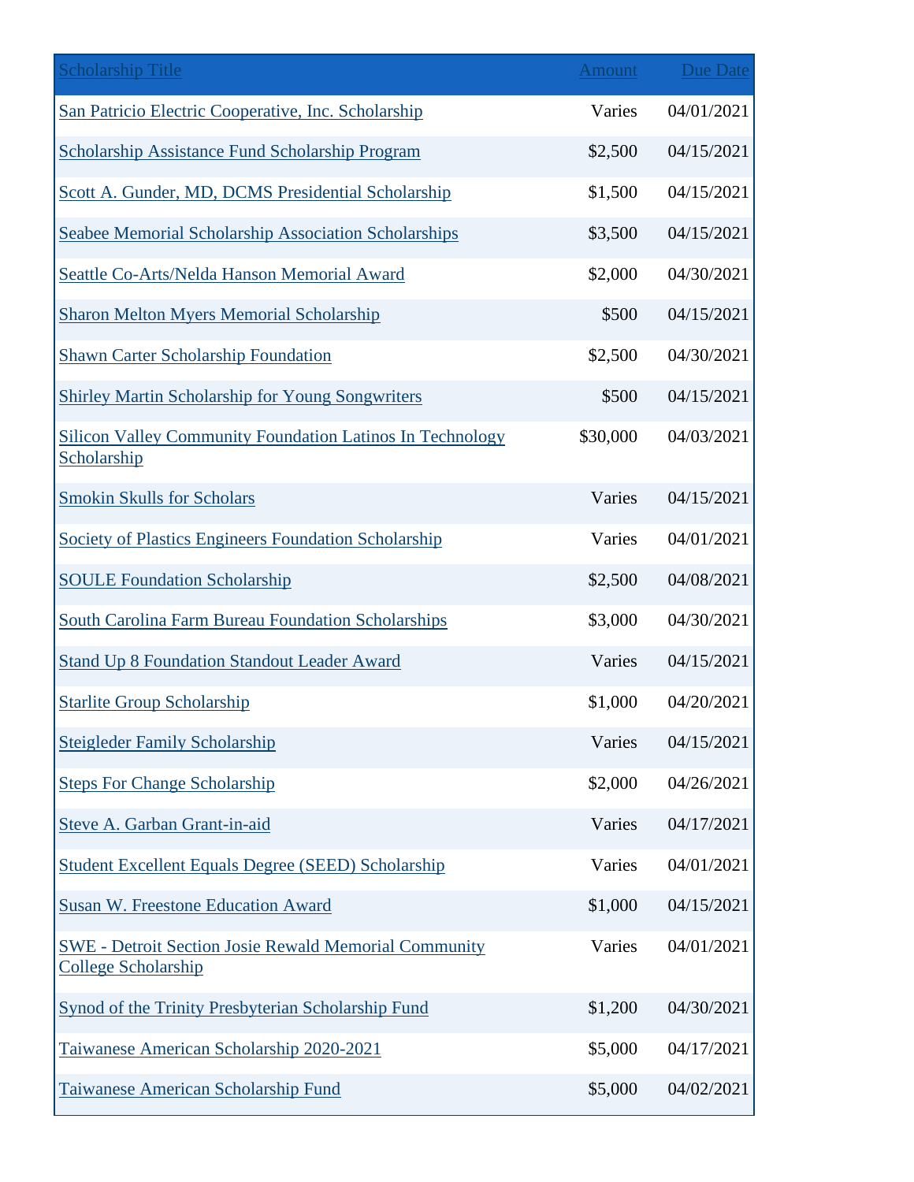| Scholarship Title | Amount | Due Date |
|---|---|---|
| San Patricio Electric Cooperative, Inc. Scholarship | Varies | 04/01/2021 |
| Scholarship Assistance Fund Scholarship Program | $2,500 | 04/15/2021 |
| Scott A. Gunder, MD, DCMS Presidential Scholarship | $1,500 | 04/15/2021 |
| Seabee Memorial Scholarship Association Scholarships | $3,500 | 04/15/2021 |
| Seattle Co-Arts/Nelda Hanson Memorial Award | $2,000 | 04/30/2021 |
| Sharon Melton Myers Memorial Scholarship | $500 | 04/15/2021 |
| Shawn Carter Scholarship Foundation | $2,500 | 04/30/2021 |
| Shirley Martin Scholarship for Young Songwriters | $500 | 04/15/2021 |
| Silicon Valley Community Foundation Latinos In Technology Scholarship | $30,000 | 04/03/2021 |
| Smokin Skulls for Scholars | Varies | 04/15/2021 |
| Society of Plastics Engineers Foundation Scholarship | Varies | 04/01/2021 |
| SOULE Foundation Scholarship | $2,500 | 04/08/2021 |
| South Carolina Farm Bureau Foundation Scholarships | $3,000 | 04/30/2021 |
| Stand Up 8 Foundation Standout Leader Award | Varies | 04/15/2021 |
| Starlite Group Scholarship | $1,000 | 04/20/2021 |
| Steigleder Family Scholarship | Varies | 04/15/2021 |
| Steps For Change Scholarship | $2,000 | 04/26/2021 |
| Steve A. Garban Grant-in-aid | Varies | 04/17/2021 |
| Student Excellent Equals Degree (SEED) Scholarship | Varies | 04/01/2021 |
| Susan W. Freestone Education Award | $1,000 | 04/15/2021 |
| SWE - Detroit Section Josie Rewald Memorial Community College Scholarship | Varies | 04/01/2021 |
| Synod of the Trinity Presbyterian Scholarship Fund | $1,200 | 04/30/2021 |
| Taiwanese American Scholarship 2020-2021 | $5,000 | 04/17/2021 |
| Taiwanese American Scholarship Fund | $5,000 | 04/02/2021 |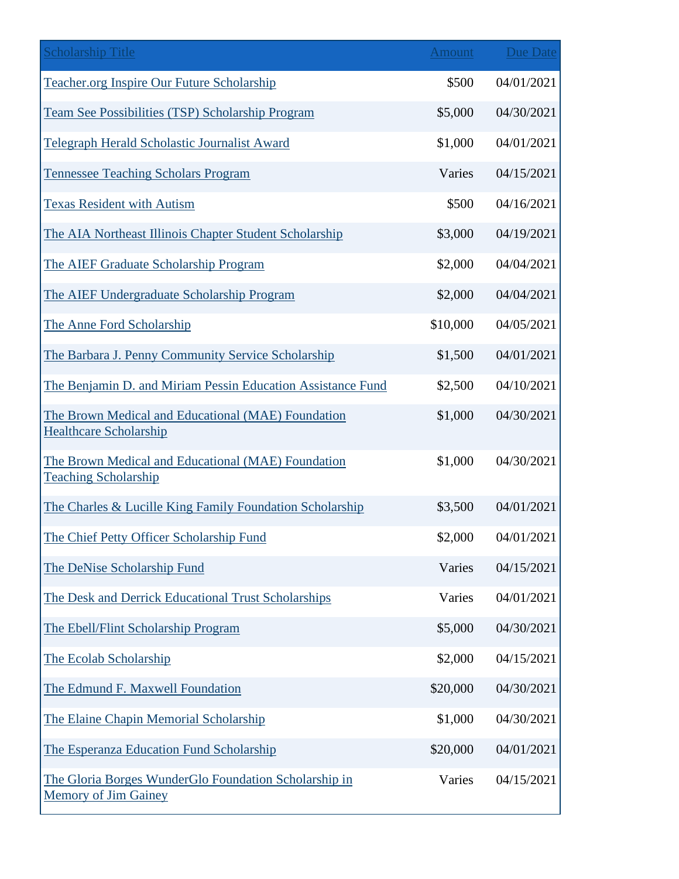| Scholarship Title | Amount | Due Date |
|---|---|---|
| Teacher.org Inspire Our Future Scholarship | $500 | 04/01/2021 |
| Team See Possibilities (TSP) Scholarship Program | $5,000 | 04/30/2021 |
| Telegraph Herald Scholastic Journalist Award | $1,000 | 04/01/2021 |
| Tennessee Teaching Scholars Program | Varies | 04/15/2021 |
| Texas Resident with Autism | $500 | 04/16/2021 |
| The AIA Northeast Illinois Chapter Student Scholarship | $3,000 | 04/19/2021 |
| The AIEF Graduate Scholarship Program | $2,000 | 04/04/2021 |
| The AIEF Undergraduate Scholarship Program | $2,000 | 04/04/2021 |
| The Anne Ford Scholarship | $10,000 | 04/05/2021 |
| The Barbara J. Penny Community Service Scholarship | $1,500 | 04/01/2021 |
| The Benjamin D. and Miriam Pessin Education Assistance Fund | $2,500 | 04/10/2021 |
| The Brown Medical and Educational (MAE) Foundation Healthcare Scholarship | $1,000 | 04/30/2021 |
| The Brown Medical and Educational (MAE) Foundation Teaching Scholarship | $1,000 | 04/30/2021 |
| The Charles & Lucille King Family Foundation Scholarship | $3,500 | 04/01/2021 |
| The Chief Petty Officer Scholarship Fund | $2,000 | 04/01/2021 |
| The DeNise Scholarship Fund | Varies | 04/15/2021 |
| The Desk and Derrick Educational Trust Scholarships | Varies | 04/01/2021 |
| The Ebell/Flint Scholarship Program | $5,000 | 04/30/2021 |
| The Ecolab Scholarship | $2,000 | 04/15/2021 |
| The Edmund F. Maxwell Foundation | $20,000 | 04/30/2021 |
| The Elaine Chapin Memorial Scholarship | $1,000 | 04/30/2021 |
| The Esperanza Education Fund Scholarship | $20,000 | 04/01/2021 |
| The Gloria Borges WunderGlo Foundation Scholarship in Memory of Jim Gainey | Varies | 04/15/2021 |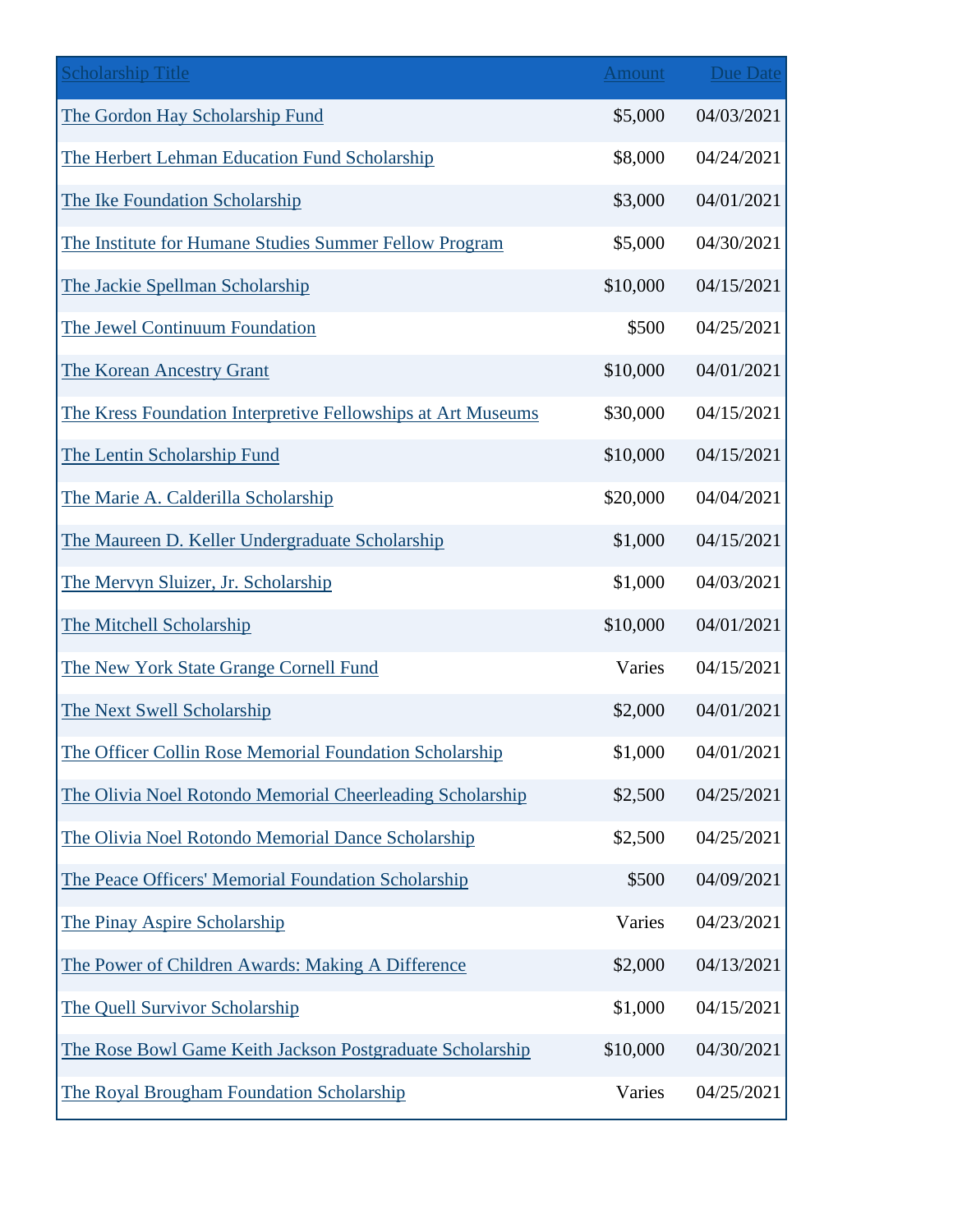| Scholarship Title | Amount | Due Date |
| --- | --- | --- |
| The Gordon Hay Scholarship Fund | $5,000 | 04/03/2021 |
| The Herbert Lehman Education Fund Scholarship | $8,000 | 04/24/2021 |
| The Ike Foundation Scholarship | $3,000 | 04/01/2021 |
| The Institute for Humane Studies Summer Fellow Program | $5,000 | 04/30/2021 |
| The Jackie Spellman Scholarship | $10,000 | 04/15/2021 |
| The Jewel Continuum Foundation | $500 | 04/25/2021 |
| The Korean Ancestry Grant | $10,000 | 04/01/2021 |
| The Kress Foundation Interpretive Fellowships at Art Museums | $30,000 | 04/15/2021 |
| The Lentin Scholarship Fund | $10,000 | 04/15/2021 |
| The Marie A. Calderilla Scholarship | $20,000 | 04/04/2021 |
| The Maureen D. Keller Undergraduate Scholarship | $1,000 | 04/15/2021 |
| The Mervyn Sluizer, Jr. Scholarship | $1,000 | 04/03/2021 |
| The Mitchell Scholarship | $10,000 | 04/01/2021 |
| The New York State Grange Cornell Fund | Varies | 04/15/2021 |
| The Next Swell Scholarship | $2,000 | 04/01/2021 |
| The Officer Collin Rose Memorial Foundation Scholarship | $1,000 | 04/01/2021 |
| The Olivia Noel Rotondo Memorial Cheerleading Scholarship | $2,500 | 04/25/2021 |
| The Olivia Noel Rotondo Memorial Dance Scholarship | $2,500 | 04/25/2021 |
| The Peace Officers' Memorial Foundation Scholarship | $500 | 04/09/2021 |
| The Pinay Aspire Scholarship | Varies | 04/23/2021 |
| The Power of Children Awards: Making A Difference | $2,000 | 04/13/2021 |
| The Quell Survivor Scholarship | $1,000 | 04/15/2021 |
| The Rose Bowl Game Keith Jackson Postgraduate Scholarship | $10,000 | 04/30/2021 |
| The Royal Brougham Foundation Scholarship | Varies | 04/25/2021 |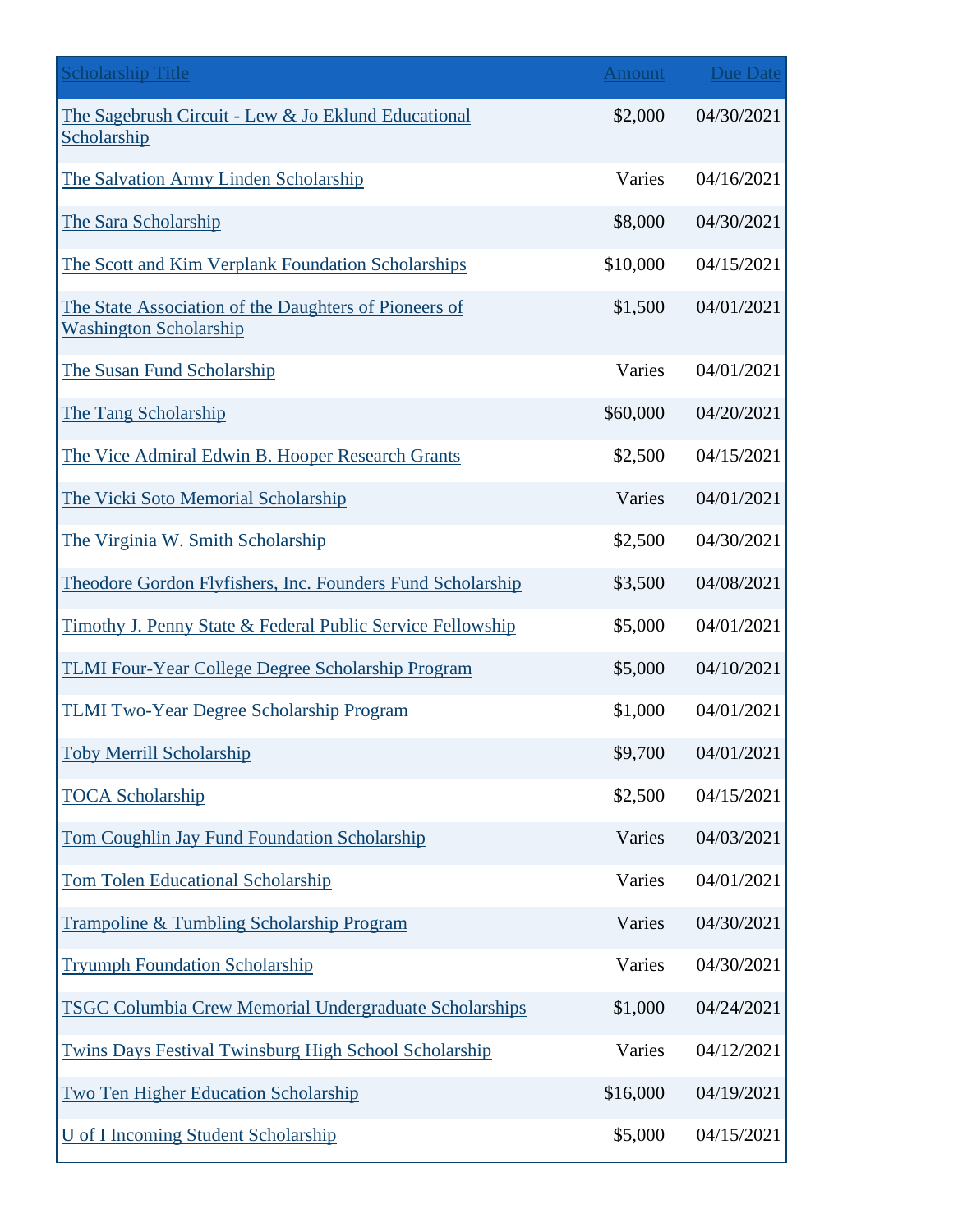| Scholarship Title | Amount | Due Date |
| --- | ---: | ---: |
| The Sagebrush Circuit - Lew & Jo Eklund Educational Scholarship | $2,000 | 04/30/2021 |
| The Salvation Army Linden Scholarship | Varies | 04/16/2021 |
| The Sara Scholarship | $8,000 | 04/30/2021 |
| The Scott and Kim Verplank Foundation Scholarships | $10,000 | 04/15/2021 |
| The State Association of the Daughters of Pioneers of Washington Scholarship | $1,500 | 04/01/2021 |
| The Susan Fund Scholarship | Varies | 04/01/2021 |
| The Tang Scholarship | $60,000 | 04/20/2021 |
| The Vice Admiral Edwin B. Hooper Research Grants | $2,500 | 04/15/2021 |
| The Vicki Soto Memorial Scholarship | Varies | 04/01/2021 |
| The Virginia W. Smith Scholarship | $2,500 | 04/30/2021 |
| Theodore Gordon Flyfishers, Inc. Founders Fund Scholarship | $3,500 | 04/08/2021 |
| Timothy J. Penny State & Federal Public Service Fellowship | $5,000 | 04/01/2021 |
| TLMI Four-Year College Degree Scholarship Program | $5,000 | 04/10/2021 |
| TLMI Two-Year Degree Scholarship Program | $1,000 | 04/01/2021 |
| Toby Merrill Scholarship | $9,700 | 04/01/2021 |
| TOCA Scholarship | $2,500 | 04/15/2021 |
| Tom Coughlin Jay Fund Foundation Scholarship | Varies | 04/03/2021 |
| Tom Tolen Educational Scholarship | Varies | 04/01/2021 |
| Trampoline & Tumbling Scholarship Program | Varies | 04/30/2021 |
| Tryumph Foundation Scholarship | Varies | 04/30/2021 |
| TSGC Columbia Crew Memorial Undergraduate Scholarships | $1,000 | 04/24/2021 |
| Twins Days Festival Twinsburg High School Scholarship | Varies | 04/12/2021 |
| Two Ten Higher Education Scholarship | $16,000 | 04/19/2021 |
| U of I Incoming Student Scholarship | $5,000 | 04/15/2021 |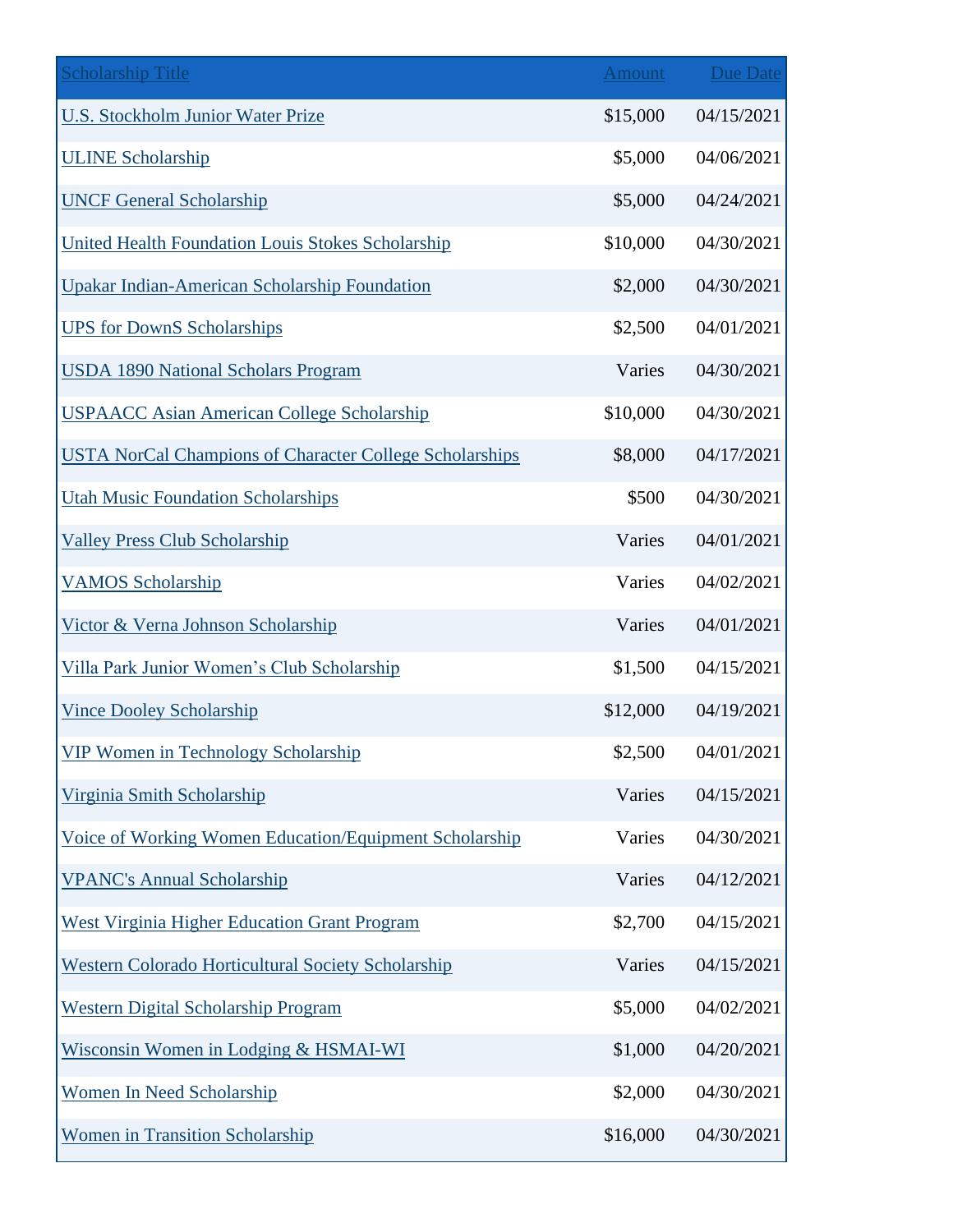| Scholarship Title | Amount | Due Date |
|---|---|---|
| U.S. Stockholm Junior Water Prize | $15,000 | 04/15/2021 |
| ULINE Scholarship | $5,000 | 04/06/2021 |
| UNCF General Scholarship | $5,000 | 04/24/2021 |
| United Health Foundation Louis Stokes Scholarship | $10,000 | 04/30/2021 |
| Upakar Indian-American Scholarship Foundation | $2,000 | 04/30/2021 |
| UPS for DownS Scholarships | $2,500 | 04/01/2021 |
| USDA 1890 National Scholars Program | Varies | 04/30/2021 |
| USPAACC Asian American College Scholarship | $10,000 | 04/30/2021 |
| USTA NorCal Champions of Character College Scholarships | $8,000 | 04/17/2021 |
| Utah Music Foundation Scholarships | $500 | 04/30/2021 |
| Valley Press Club Scholarship | Varies | 04/01/2021 |
| VAMOS Scholarship | Varies | 04/02/2021 |
| Victor & Verna Johnson Scholarship | Varies | 04/01/2021 |
| Villa Park Junior Women’s Club Scholarship | $1,500 | 04/15/2021 |
| Vince Dooley Scholarship | $12,000 | 04/19/2021 |
| VIP Women in Technology Scholarship | $2,500 | 04/01/2021 |
| Virginia Smith Scholarship | Varies | 04/15/2021 |
| Voice of Working Women Education/Equipment Scholarship | Varies | 04/30/2021 |
| VPANC's Annual Scholarship | Varies | 04/12/2021 |
| West Virginia Higher Education Grant Program | $2,700 | 04/15/2021 |
| Western Colorado Horticultural Society Scholarship | Varies | 04/15/2021 |
| Western Digital Scholarship Program | $5,000 | 04/02/2021 |
| Wisconsin Women in Lodging & HSMAI-WI | $1,000 | 04/20/2021 |
| Women In Need Scholarship | $2,000 | 04/30/2021 |
| Women in Transition Scholarship | $16,000 | 04/30/2021 |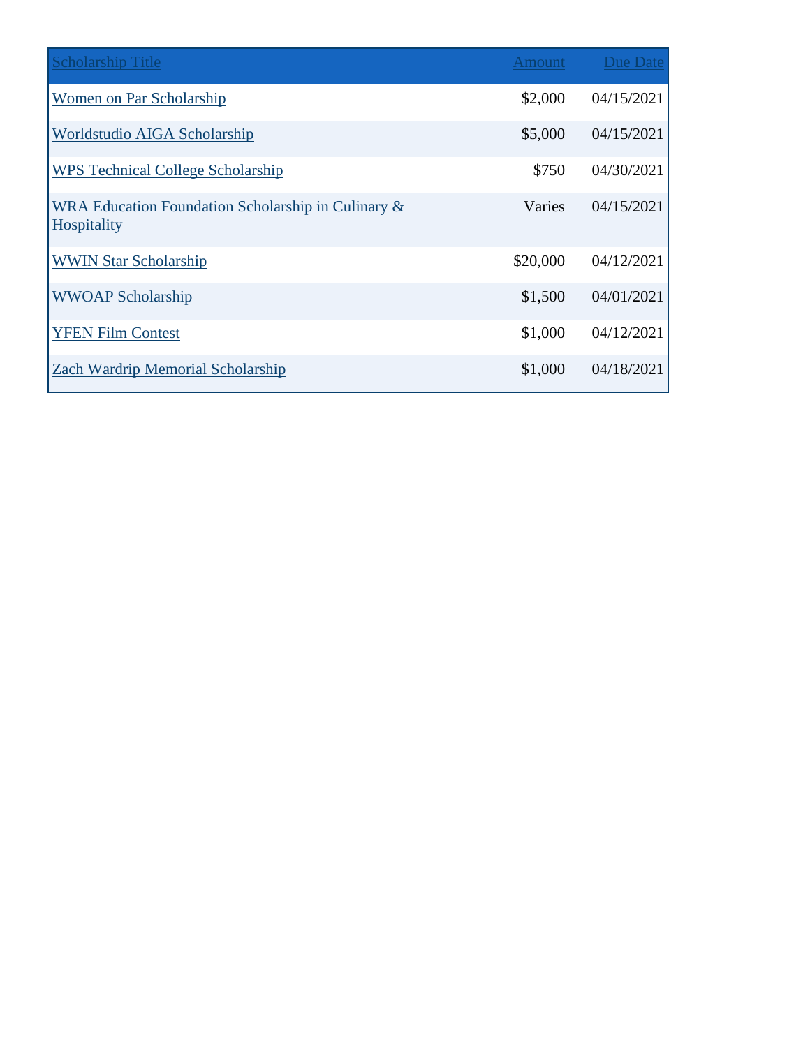| Scholarship Title | Amount | Due Date |
| --- | --- | --- |
| Women on Par Scholarship | $2,000 | 04/15/2021 |
| Worldstudio AIGA Scholarship | $5,000 | 04/15/2021 |
| WPS Technical College Scholarship | $750 | 04/30/2021 |
| WRA Education Foundation Scholarship in Culinary & Hospitality | Varies | 04/15/2021 |
| WWIN Star Scholarship | $20,000 | 04/12/2021 |
| WWOAP Scholarship | $1,500 | 04/01/2021 |
| YFEN Film Contest | $1,000 | 04/12/2021 |
| Zach Wardrip Memorial Scholarship | $1,000 | 04/18/2021 |